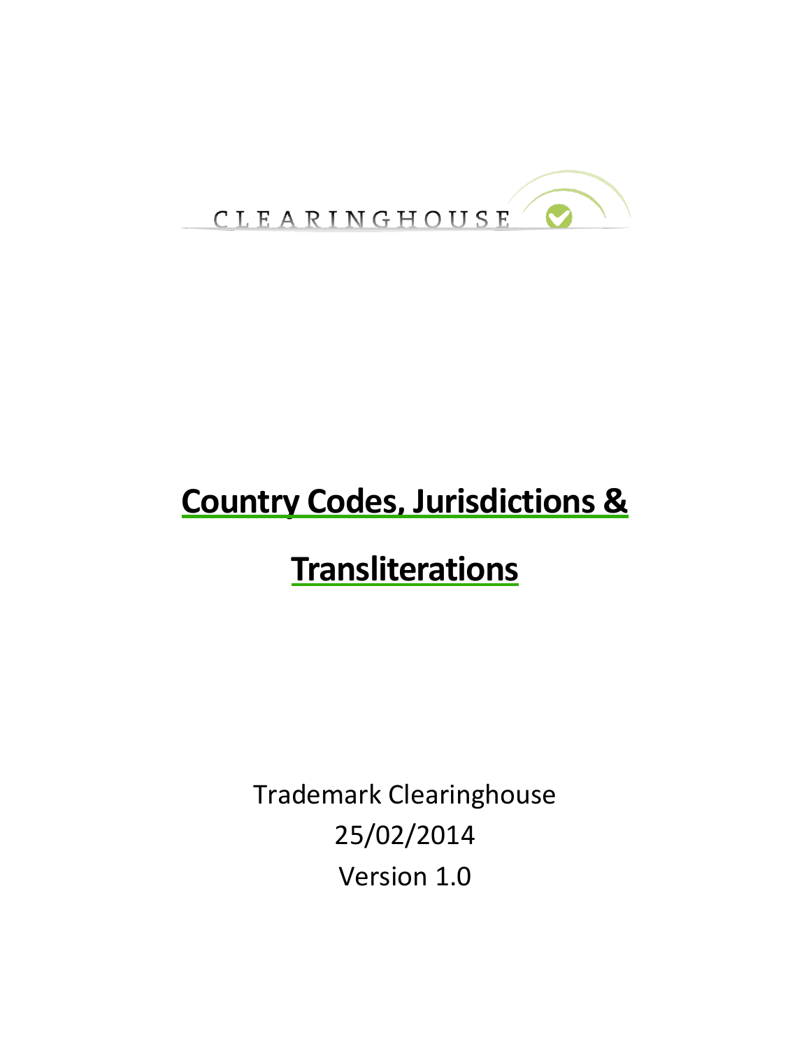CLEARINGHOUSE

# Country Codes, Jurisdictions & Transliterations

Trademark Clearinghouse
25/02/2014
Version 1.0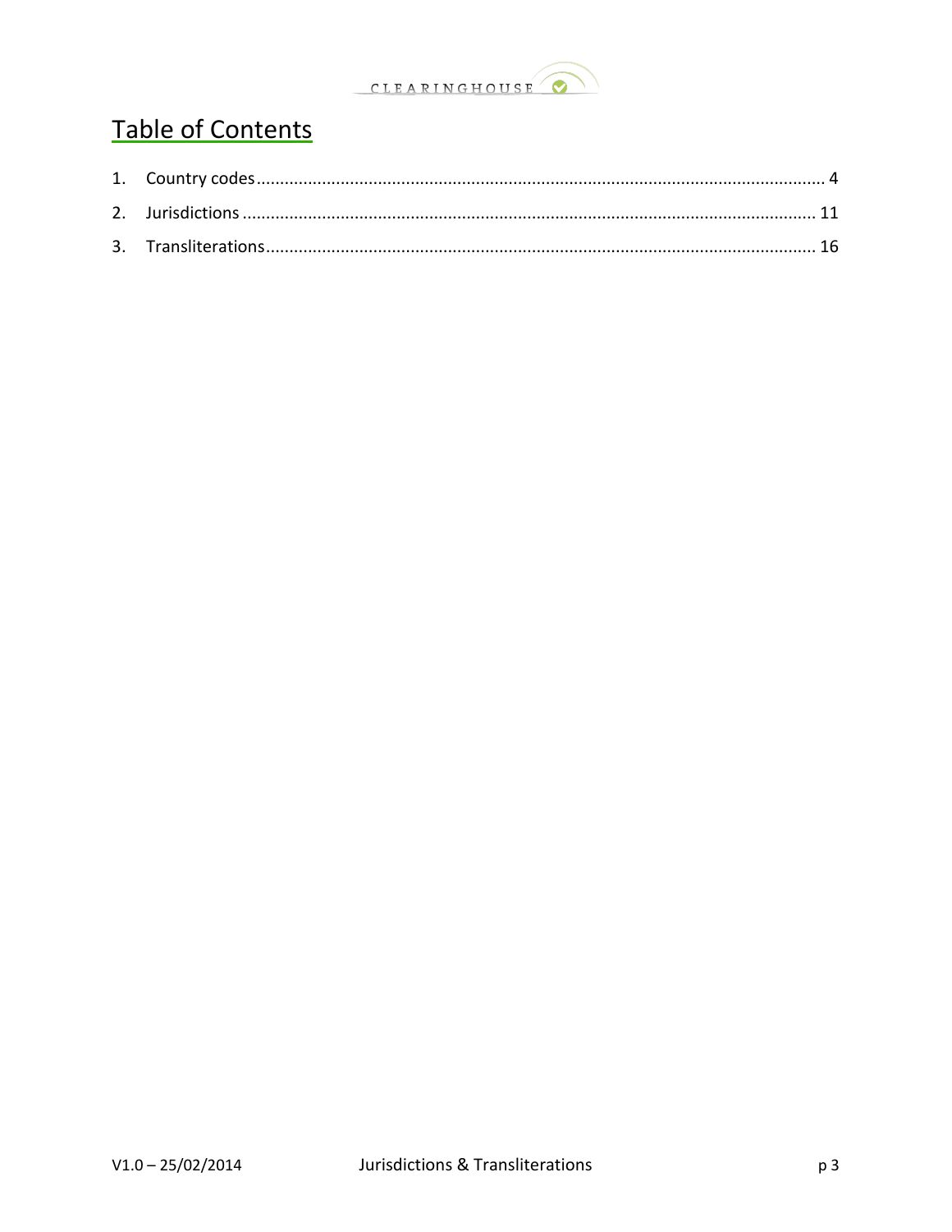# Table of Contents

1. Country codes ........................................................................................................................ 4
2. Jurisdictions ......................................................................................................................... 11
3. Transliterations .................................................................................................................... 16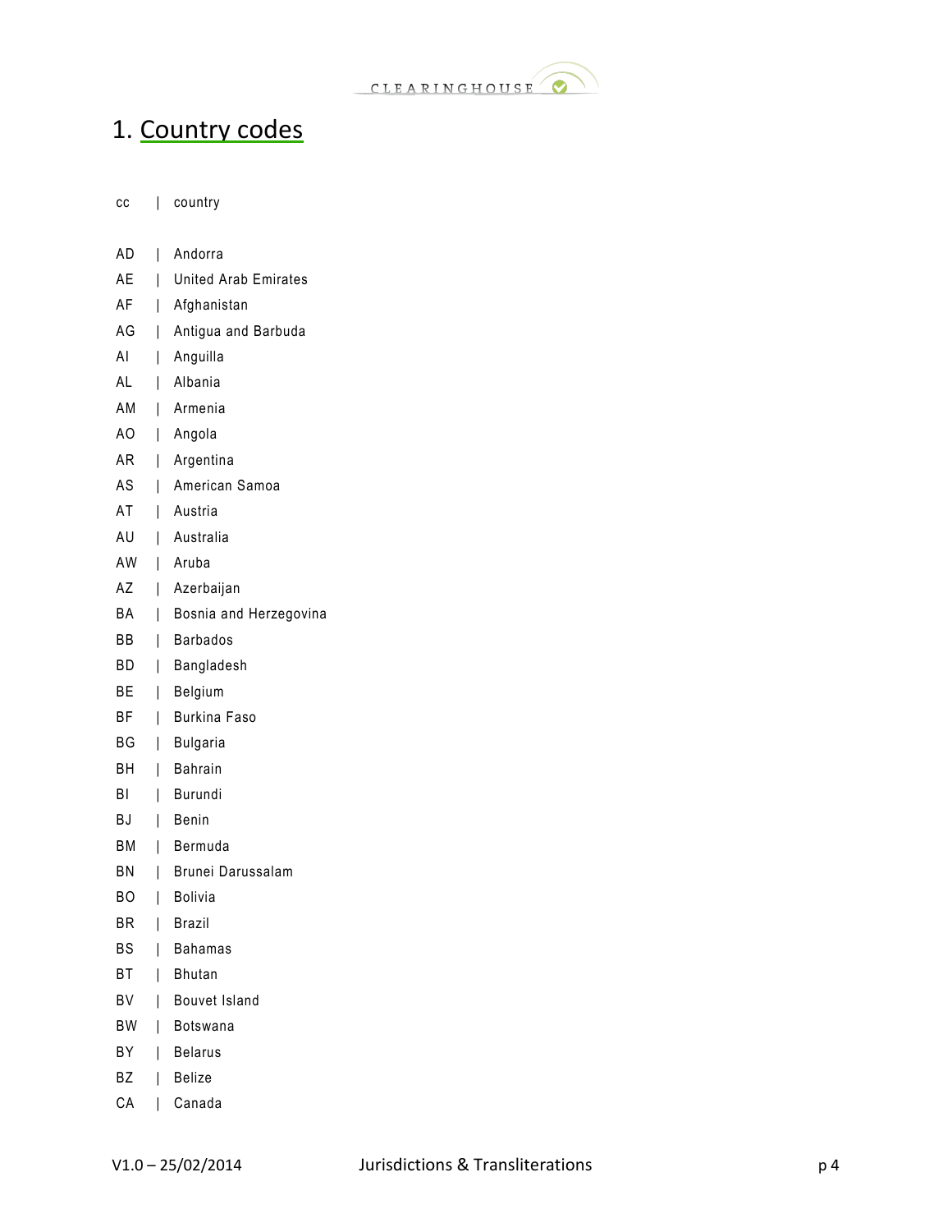# 1. Country codes

| cc | country |
|---|---|
| AD | Andorra |
| AE | United Arab Emirates |
| AF | Afghanistan |
| AG | Antigua and Barbuda |
| AI | Anguilla |
| AL | Albania |
| AM | Armenia |
| AO | Angola |
| AR | Argentina |
| AS | American Samoa |
| AT | Austria |
| AU | Australia |
| AW | Aruba |
| AZ | Azerbaijan |
| BA | Bosnia and Herzegovina |
| BB | Barbados |
| BD | Bangladesh |
| BE | Belgium |
| BF | Burkina Faso |
| BG | Bulgaria |
| BH | Bahrain |
| BI | Burundi |
| BJ | Benin |
| BM | Bermuda |
| BN | Brunei Darussalam |
| BO | Bolivia |
| BR | Brazil |
| BS | Bahamas |
| BT | Bhutan |
| BV | Bouvet Island |
| BW | Botswana |
| BY | Belarus |
| BZ | Belize |
| CA | Canada |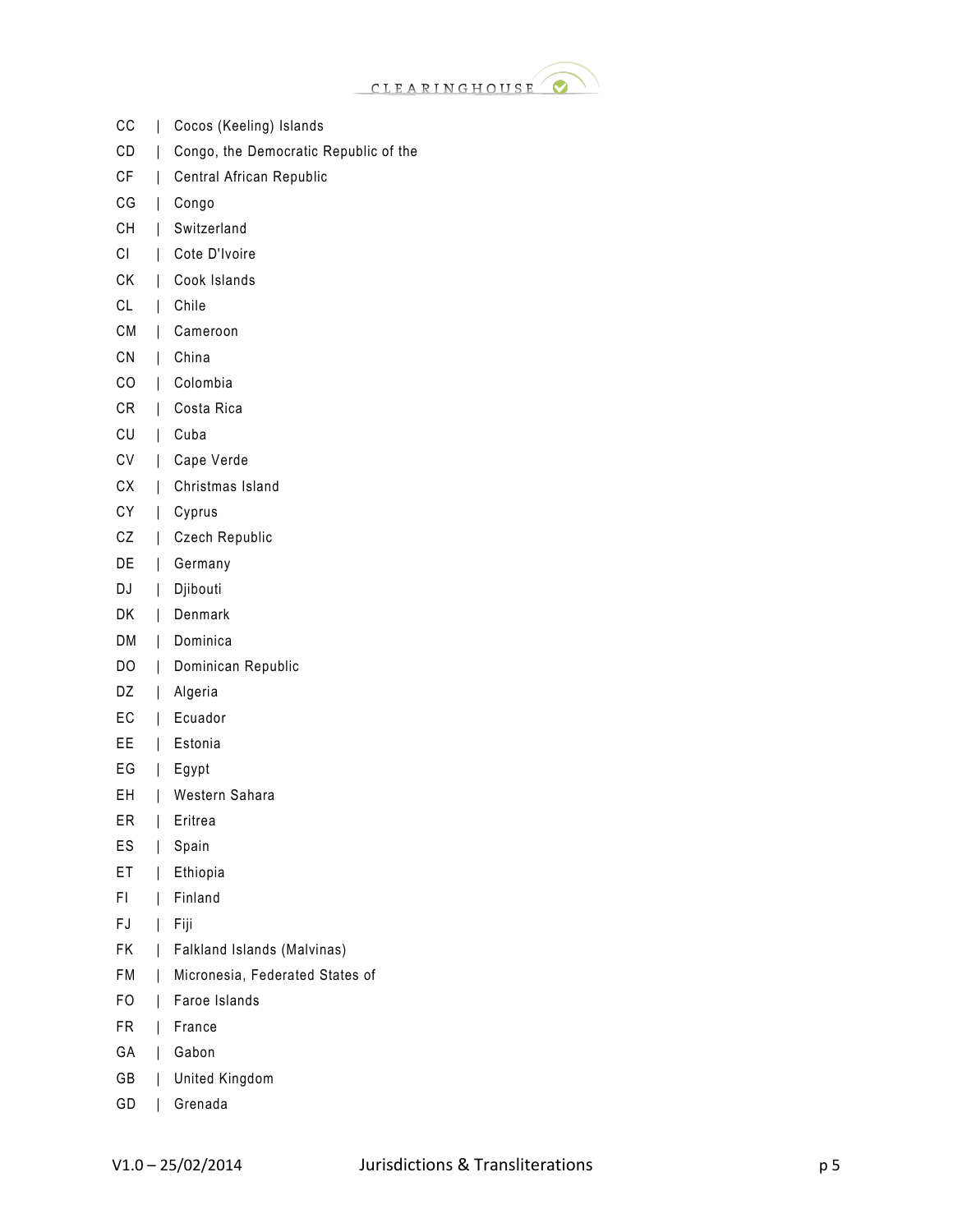CC | Cocos (Keeling) Islands
CD | Congo, the Democratic Republic of the
CF | Central African Republic
CG | Congo
CH | Switzerland
CI | Cote D'Ivoire
CK | Cook Islands
CL | Chile
CM | Cameroon
CN | China
CO | Colombia
CR | Costa Rica
CU | Cuba
CV | Cape Verde
CX | Christmas Island
CY | Cyprus
CZ | Czech Republic
DE | Germany
DJ | Djibouti
DK | Denmark
DM | Dominica
DO | Dominican Republic
DZ | Algeria
EC | Ecuador
EE | Estonia
EG | Egypt
EH | Western Sahara
ER | Eritrea
ES | Spain
ET | Ethiopia
FI | Finland
FJ | Fiji
FK | Falkland Islands (Malvinas)
FM | Micronesia, Federated States of
FO | Faroe Islands
FR | France
GA | Gabon
GB | United Kingdom
GD | Grenada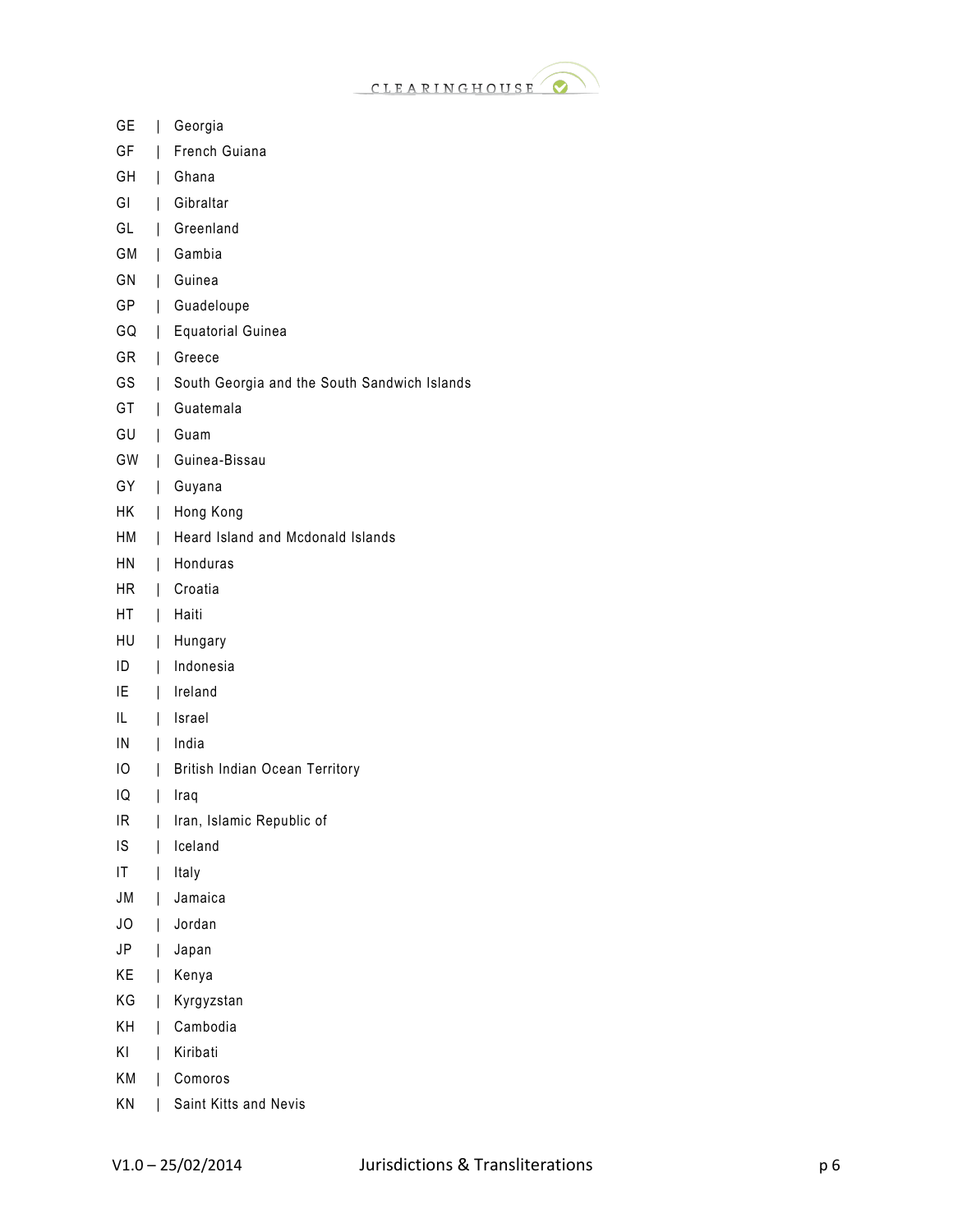GE | Georgia
GF | French Guiana
GH | Ghana
GI | Gibraltar
GL | Greenland
GM | Gambia
GN | Guinea
GP | Guadeloupe
GQ | Equatorial Guinea
GR | Greece
GS | South Georgia and the South Sandwich Islands
GT | Guatemala
GU | Guam
GW | Guinea-Bissau
GY | Guyana
HK | Hong Kong
HM | Heard Island and Mcdonald Islands
HN | Honduras
HR | Croatia
HT | Haiti
HU | Hungary
ID | Indonesia
IE | Ireland
IL | Israel
IN | India
IO | British Indian Ocean Territory
IQ | Iraq
IR | Iran, Islamic Republic of
IS | Iceland
IT | Italy
JM | Jamaica
JO | Jordan
JP | Japan
KE | Kenya
KG | Kyrgyzstan
KH | Cambodia
KI | Kiribati
KM | Comoros
KN | Saint Kitts and Nevis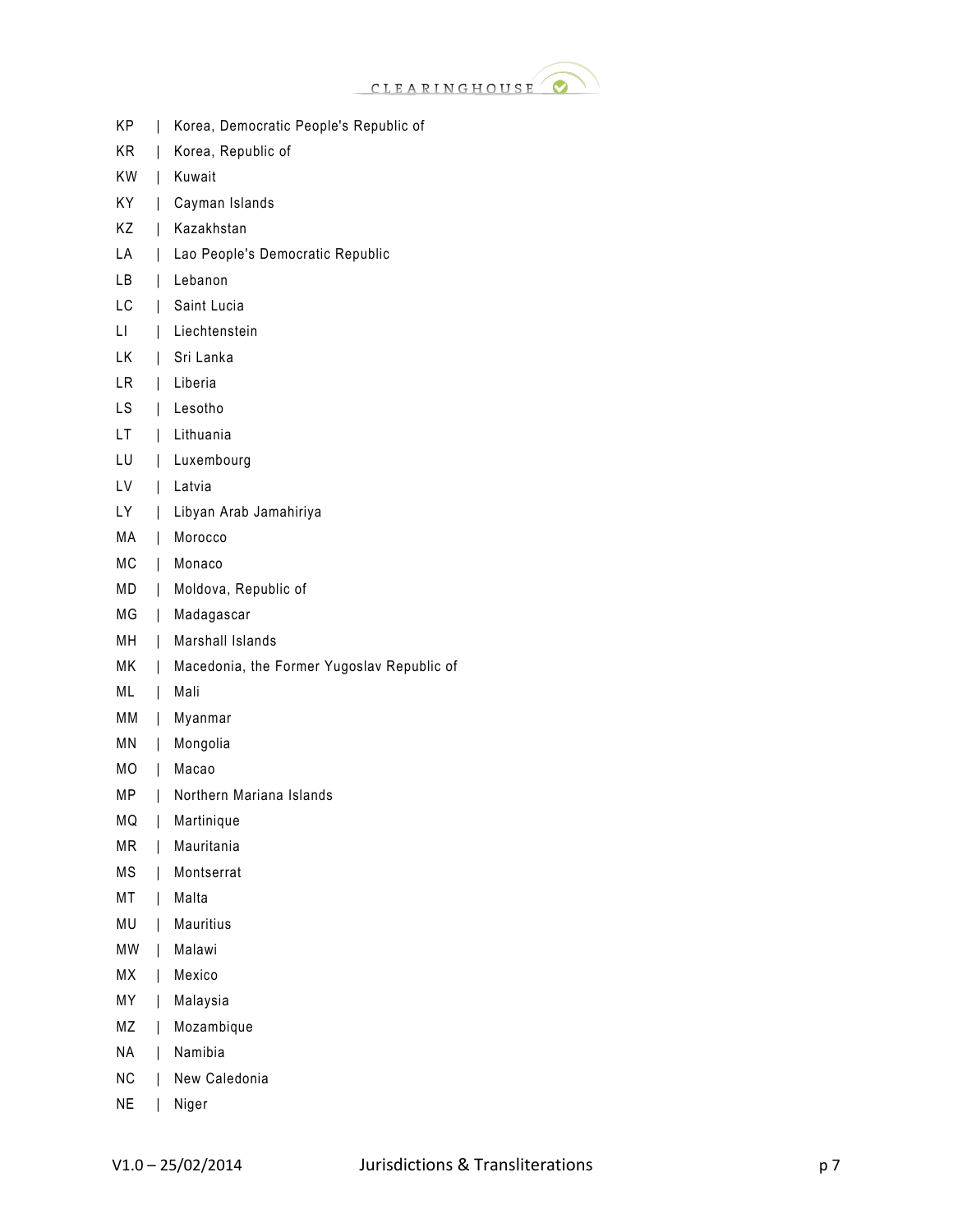KP | Korea, Democratic People's Republic of
KR | Korea, Republic of
KW | Kuwait
KY | Cayman Islands
KZ | Kazakhstan
LA | Lao People's Democratic Republic
LB | Lebanon
LC | Saint Lucia
LI | Liechtenstein
LK | Sri Lanka
LR | Liberia
LS | Lesotho
LT | Lithuania
LU | Luxembourg
LV | Latvia
LY | Libyan Arab Jamahiriya
MA | Morocco
MC | Monaco
MD | Moldova, Republic of
MG | Madagascar
MH | Marshall Islands
MK | Macedonia, the Former Yugoslav Republic of
ML | Mali
MM | Myanmar
MN | Mongolia
MO | Macao
MP | Northern Mariana Islands
MQ | Martinique
MR | Mauritania
MS | Montserrat
MT | Malta
MU | Mauritius
MW | Malawi
MX | Mexico
MY | Malaysia
MZ | Mozambique
NA | Namibia
NC | New Caledonia
NE | Niger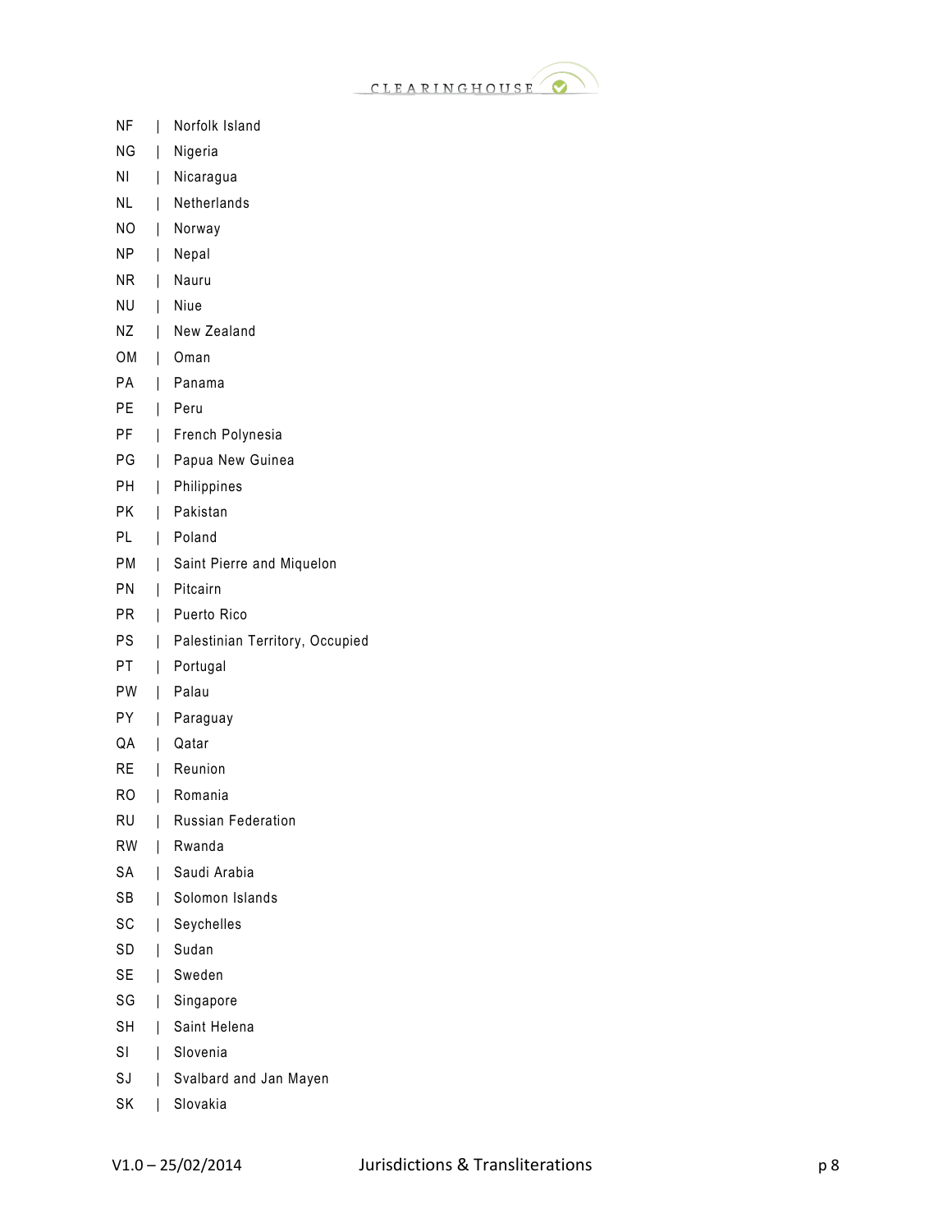NF | Norfolk Island
NG | Nigeria
NI | Nicaragua
NL | Netherlands
NO | Norway
NP | Nepal
NR | Nauru
NU | Niue
NZ | New Zealand
OM | Oman
PA | Panama
PE | Peru
PF | French Polynesia
PG | Papua New Guinea
PH | Philippines
PK | Pakistan
PL | Poland
PM | Saint Pierre and Miquelon
PN | Pitcairn
PR | Puerto Rico
PS | Palestinian Territory, Occupied
PT | Portugal
PW | Palau
PY | Paraguay
QA | Qatar
RE | Reunion
RO | Romania
RU | Russian Federation
RW | Rwanda
SA | Saudi Arabia
SB | Solomon Islands
SC | Seychelles
SD | Sudan
SE | Sweden
SG | Singapore
SH | Saint Helena
SI | Slovenia
SJ | Svalbard and Jan Mayen
SK | Slovakia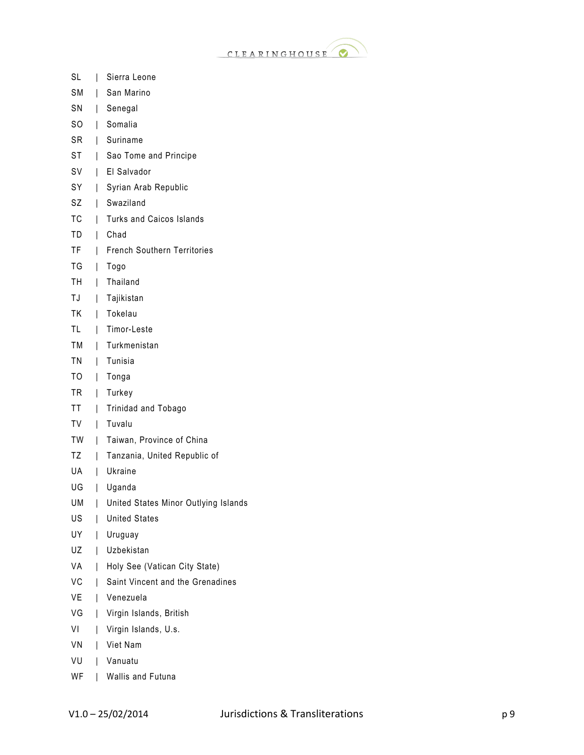SL | Sierra Leone
SM | San Marino
SN | Senegal
SO | Somalia
SR | Suriname
ST | Sao Tome and Principe
SV | El Salvador
SY | Syrian Arab Republic
SZ | Swaziland
TC | Turks and Caicos Islands
TD | Chad
TF | French Southern Territories
TG | Togo
TH | Thailand
TJ | Tajikistan
TK | Tokelau
TL | Timor-Leste
TM | Turkmenistan
TN | Tunisia
TO | Tonga
TR | Turkey
TT | Trinidad and Tobago
TV | Tuvalu
TW | Taiwan, Province of China
TZ | Tanzania, United Republic of
UA | Ukraine
UG | Uganda
UM | United States Minor Outlying Islands
US | United States
UY | Uruguay
UZ | Uzbekistan
VA | Holy See (Vatican City State)
VC | Saint Vincent and the Grenadines
VE | Venezuela
VG | Virgin Islands, British
VI | Virgin Islands, U.s.
VN | Viet Nam
VU | Vanuatu
WF | Wallis and Futuna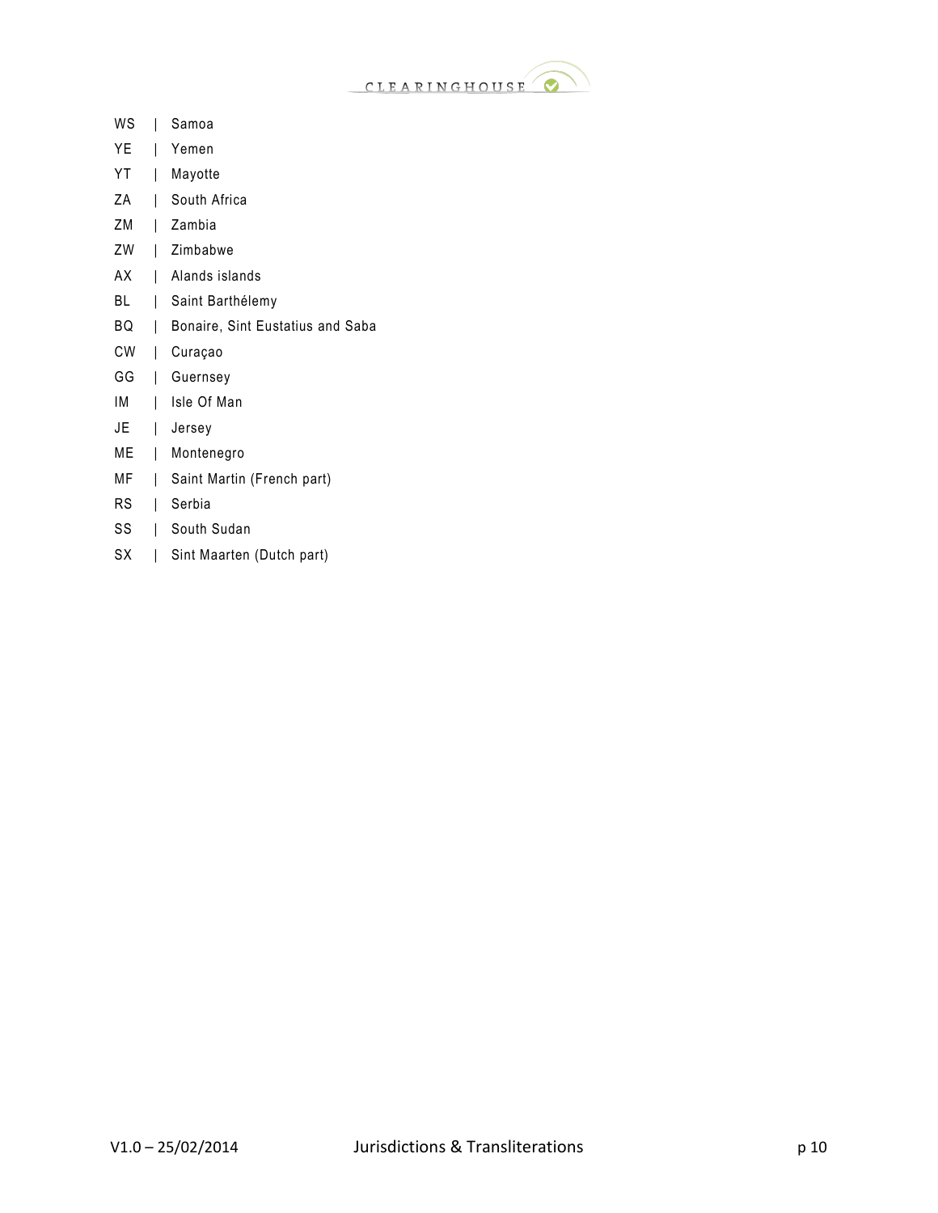WS | Samoa
YE | Yemen
YT | Mayotte
ZA | South Africa
ZM | Zambia
ZW | Zimbabwe
AX | Alands islands
BL | Saint Barthélemy
BQ | Bonaire, Sint Eustatius and Saba
CW | Curaçao
GG | Guernsey
IM | Isle Of Man
JE | Jersey
ME | Montenegro
MF | Saint Martin (French part)
RS | Serbia
SS | South Sudan
SX | Sint Maarten (Dutch part)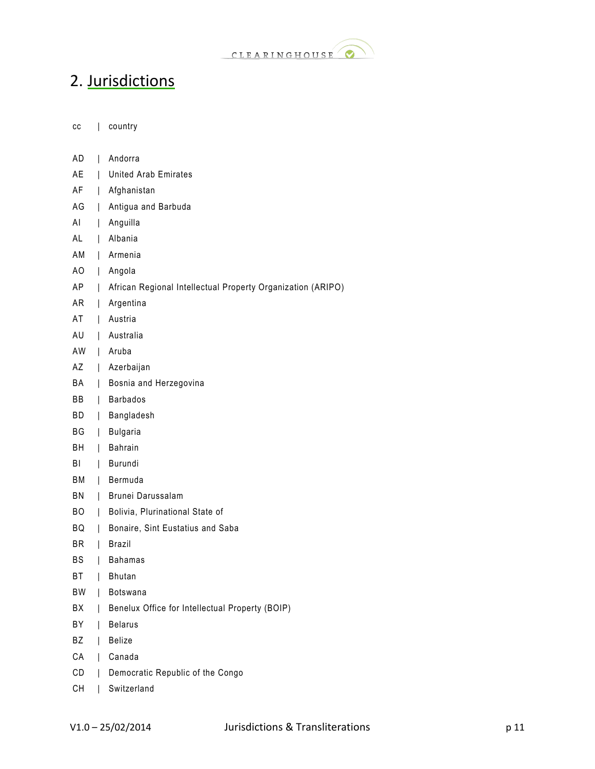## 2. Jurisdictions

| cc | country |
|---|---|
| AD | Andorra |
| AE | United Arab Emirates |
| AF | Afghanistan |
| AG | Antigua and Barbuda |
| AI | Anguilla |
| AL | Albania |
| AM | Armenia |
| AO | Angola |
| AP | African Regional Intellectual Property Organization (ARIPO) |
| AR | Argentina |
| AT | Austria |
| AU | Australia |
| AW | Aruba |
| AZ | Azerbaijan |
| BA | Bosnia and Herzegovina |
| BB | Barbados |
| BD | Bangladesh |
| BG | Bulgaria |
| BH | Bahrain |
| BI | Burundi |
| BM | Bermuda |
| BN | Brunei Darussalam |
| BO | Bolivia, Plurinational State of |
| BQ | Bonaire, Sint Eustatius and Saba |
| BR | Brazil |
| BS | Bahamas |
| BT | Bhutan |
| BW | Botswana |
| BX | Benelux Office for Intellectual Property (BOIP) |
| BY | Belarus |
| BZ | Belize |
| CA | Canada |
| CD | Democratic Republic of the Congo |
| CH | Switzerland |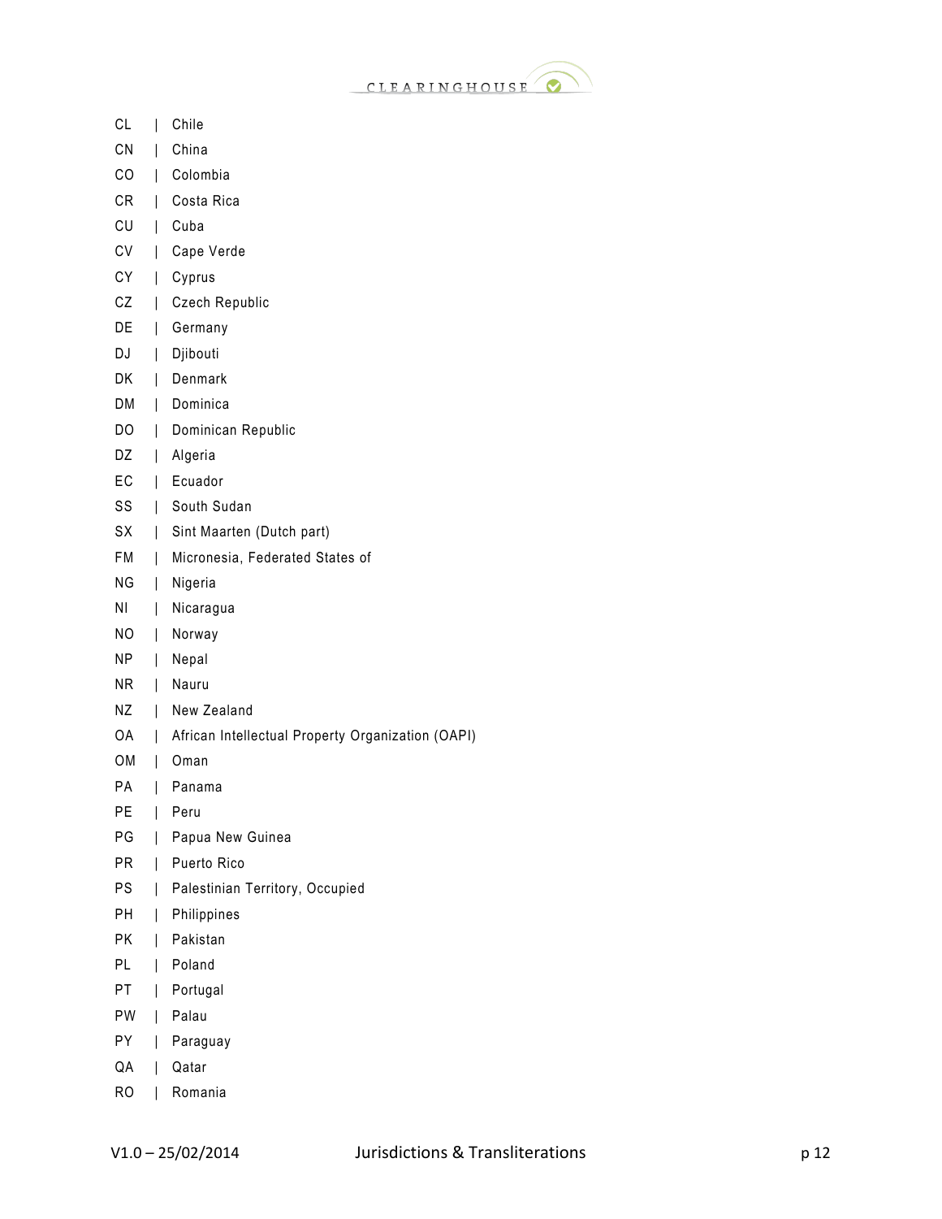CL | Chile
CN | China
CO | Colombia
CR | Costa Rica
CU | Cuba
CV | Cape Verde
CY | Cyprus
CZ | Czech Republic
DE | Germany
DJ | Djibouti
DK | Denmark
DM | Dominica
DO | Dominican Republic
DZ | Algeria
EC | Ecuador
SS | South Sudan
SX | Sint Maarten (Dutch part)
FM | Micronesia, Federated States of
NG | Nigeria
NI | Nicaragua
NO | Norway
NP | Nepal
NR | Nauru
NZ | New Zealand
OA | African Intellectual Property Organization (OAPI)
OM | Oman
PA | Panama
PE | Peru
PG | Papua New Guinea
PR | Puerto Rico
PS | Palestinian Territory, Occupied
PH | Philippines
PK | Pakistan
PL | Poland
PT | Portugal
PW | Palau
PY | Paraguay
QA | Qatar
RO | Romania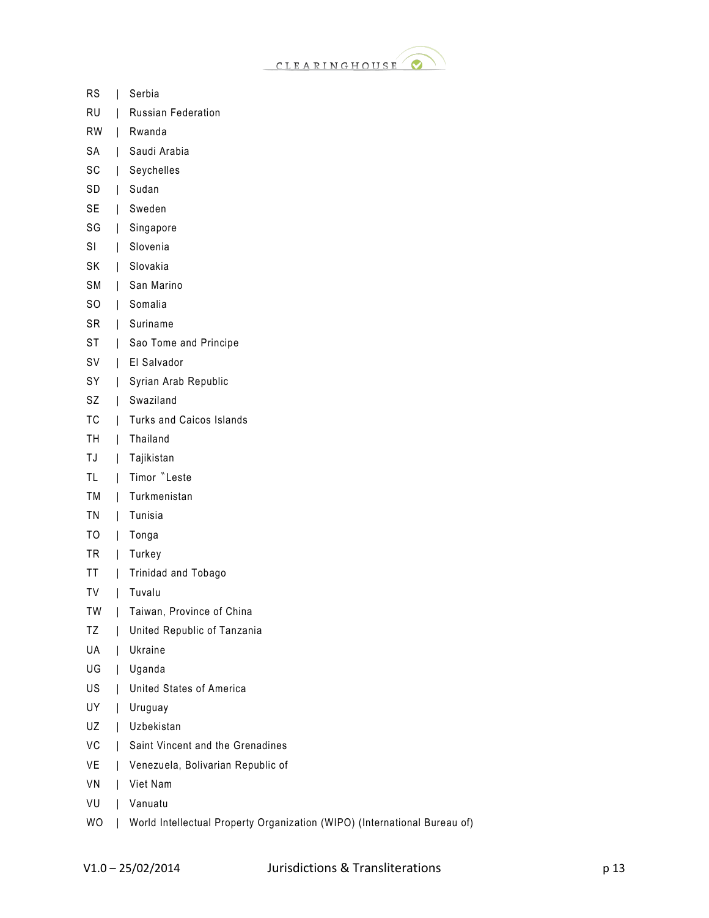RS | Serbia
RU | Russian Federation
RW | Rwanda
SA | Saudi Arabia
SC | Seychelles
SD | Sudan
SE | Sweden
SG | Singapore
SI | Slovenia
SK | Slovakia
SM | San Marino
SO | Somalia
SR | Suriname
ST | Sao Tome and Principe
SV | El Salvador
SY | Syrian Arab Republic
SZ | Swaziland
TC | Turks and Caicos Islands
TH | Thailand
TJ | Tajikistan
TL | Timor �stLeste
TM | Turkmenistan
TN | Tunisia
TO | Tonga
TR | Turkey
TT | Trinidad and Tobago
TV | Tuvalu
TW | Taiwan, Province of China
TZ | United Republic of Tanzania
UA | Ukraine
UG | Uganda
US | United States of America
UY | Uruguay
UZ | Uzbekistan
VC | Saint Vincent and the Grenadines
VE | Venezuela, Bolivarian Republic of
VN | Viet Nam
VU | Vanuatu
WO | World Intellectual Property Organization (WIPO) (International Bureau of)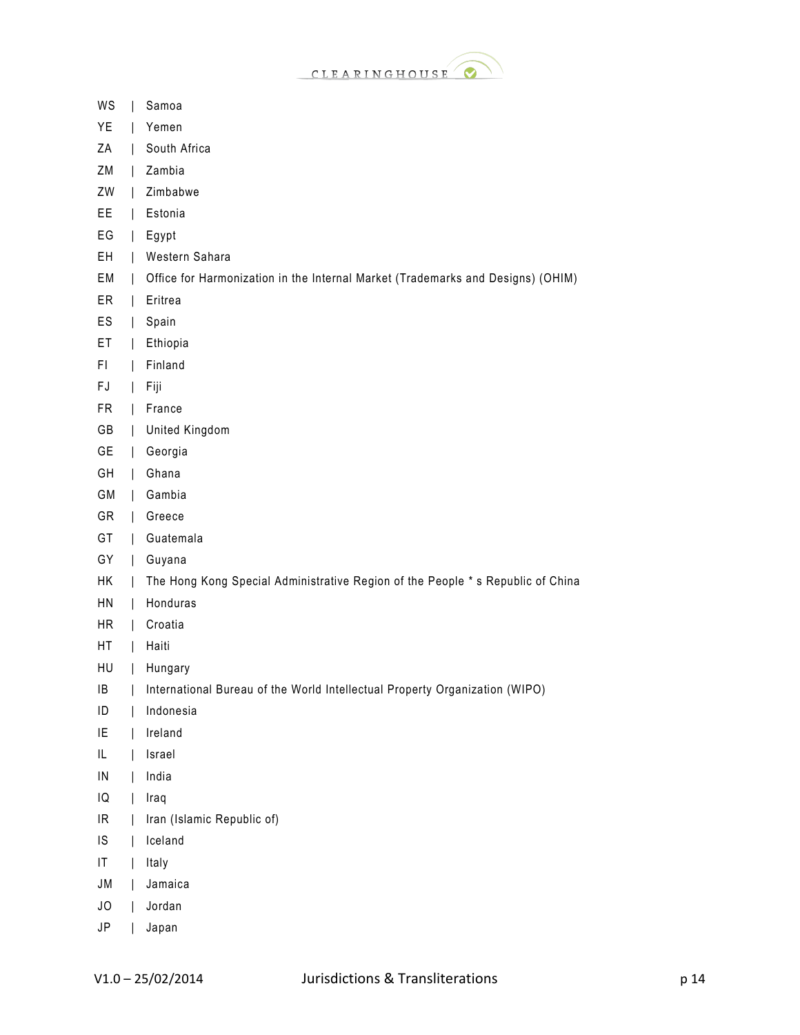WS | Samoa
YE | Yemen
ZA | South Africa
ZM | Zambia
ZW | Zimbabwe
EE | Estonia
EG | Egypt
EH | Western Sahara
EM | Office for Harmonization in the Internal Market (Trademarks and Designs) (OHIM)
ER | Eritrea
ES | Spain
ET | Ethiopia
FI | Finland
FJ | Fiji
FR | France
GB | United Kingdom
GE | Georgia
GH | Ghana
GM | Gambia
GR | Greece
GT | Guatemala
GY | Guyana
HK | The Hong Kong Special Administrative Region of the People * s Republic of China
HN | Honduras
HR | Croatia
HT | Haiti
HU | Hungary
IB | International Bureau of the World Intellectual Property Organization (WIPO)
ID | Indonesia
IE | Ireland
IL | Israel
IN | India
IQ | Iraq
IR | Iran (Islamic Republic of)
IS | Iceland
IT | Italy
JM | Jamaica
JO | Jordan
JP | Japan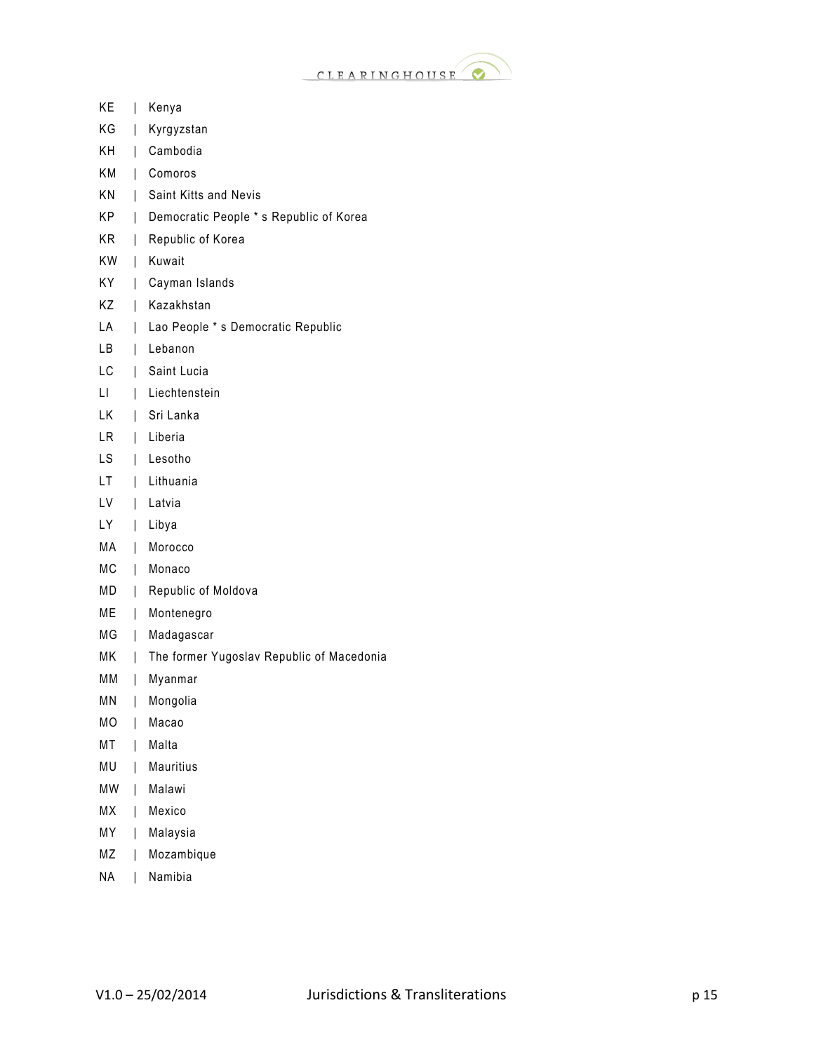KE | Kenya

KG | Kyrgyzstan

KH | Cambodia

KM | Comoros

KN | Saint Kitts and Nevis

KP | Democratic People * s Republic of Korea

KR | Republic of Korea

KW | Kuwait

KY | Cayman Islands

KZ | Kazakhstan

LA | Lao People * s Democratic Republic

LB | Lebanon

LC | Saint Lucia

LI | Liechtenstein

LK | Sri Lanka

LR | Liberia

LS | Lesotho

LT | Lithuania

LV | Latvia

LY | Libya

MA | Morocco

MC | Monaco

MD | Republic of Moldova

ME | Montenegro

MG | Madagascar

MK | The former Yugoslav Republic of Macedonia

MM | Myanmar

MN | Mongolia

MO | Macao

MT | Malta

MU | Mauritius

MW | Malawi

MX | Mexico

MY | Malaysia

MZ | Mozambique

NA | Namibia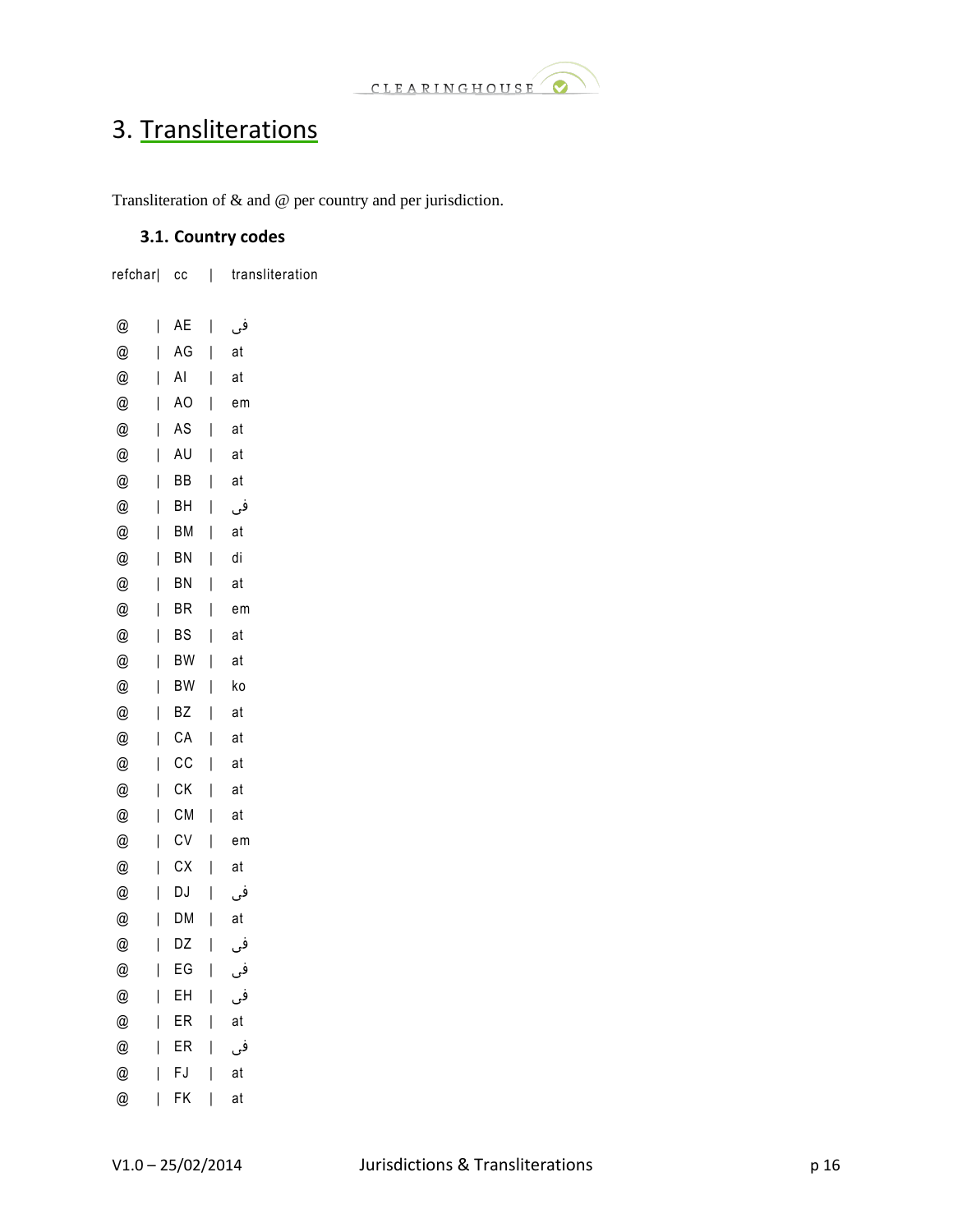# 3. Transliterations

Transliteration of & and @ per country and per jurisdiction.

## 3.1. Country codes

```
refchar|  cc    |  transliteration

@      |  AE    |  فى
@      |  AG    |  at
@      |  AI    |  at
@      |  AO    |  em
@      |  AS    |  at
@      |  AU    |  at
@      |  BB    |  at
@      |  BH    |  فى
@      |  BM    |  at
@      |  BN    |  di
@      |  BN    |  at
@      |  BR    |  em
@      |  BS    |  at
@      |  BW    |  at
@      |  BW    |  ko
@      |  BZ    |  at
@      |  CA    |  at
@      |  CC    |  at
@      |  CK    |  at
@      |  CM    |  at
@      |  CV    |  em
@      |  CX    |  at
@      |  DJ    |  فى
@      |  DM    |  at
@      |  DZ    |  فى
@      |  EG    |  فى
@      |  EH    |  فى
@      |  ER    |  at
@      |  ER    |  فى
@      |  FJ    |  at
@      |  FK    |  at
```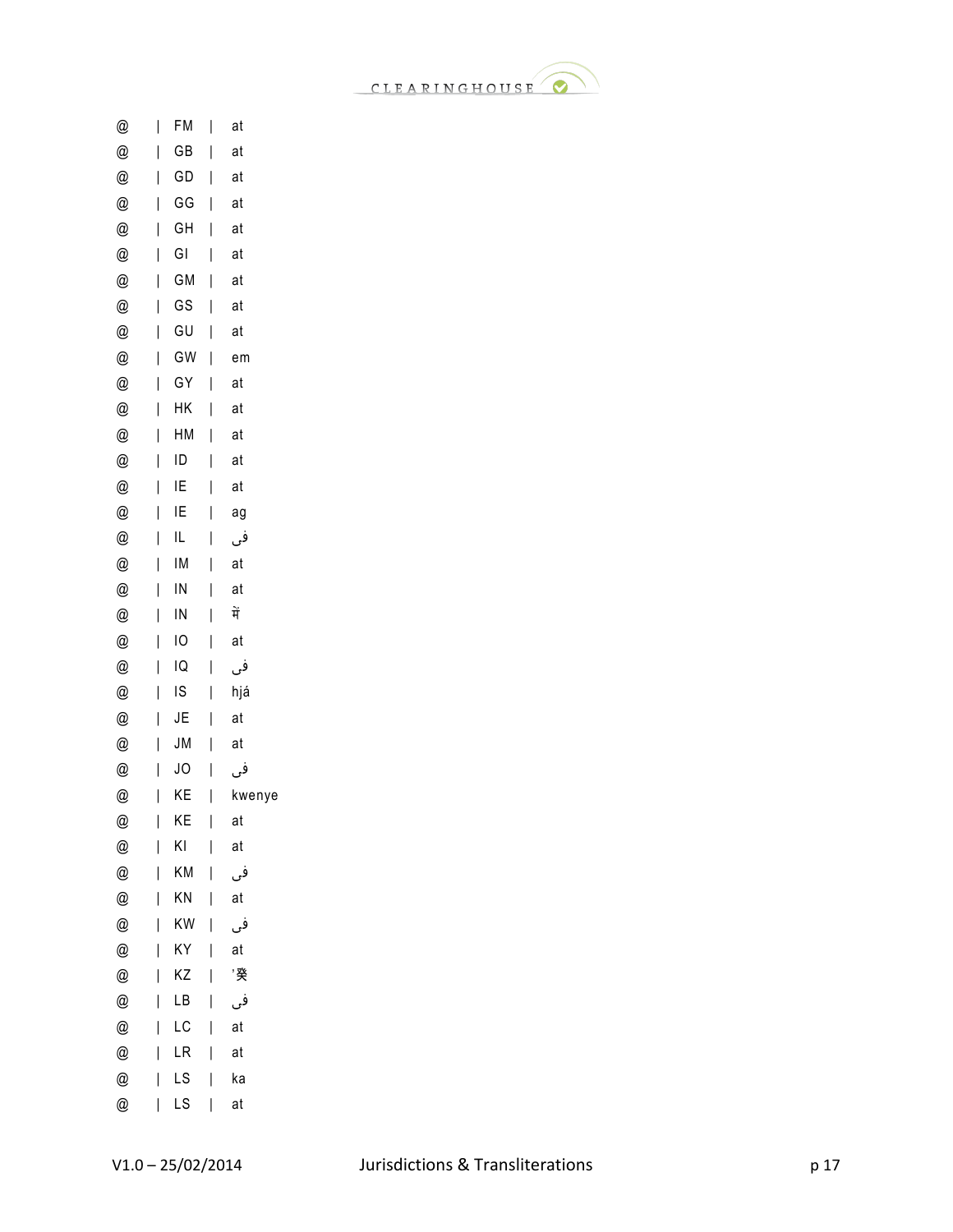@ | FM | at

@ | GB | at

@ | GD | at

@ | GG | at

@ | GH | at

@ | GI | at

@ | GM | at

@ | GS | at

@ | GU | at

@ | GW | em

@ | GY | at

@ | HK | at

@ | HM | at

@ | ID | at

@ | IE | at

@ | IE | ag

@ | IL | فی

@ | IM | at

@ | IN | at

@ | IN | में

@ | IO | at

@ | IQ | فی

@ | IS | hjá

@ | JE | at

@ | JM | at

@ | JO | فی

@ | KE | kwenye

@ | KE | at

@ | KI | at

@ | KM | فی

@ | KN | at

@ | KW | فی

@ | KY | at

@ | KZ | '癸

@ | LB | فی

@ | LC | at

@ | LR | at

@ | LS | ka

@ | LS | at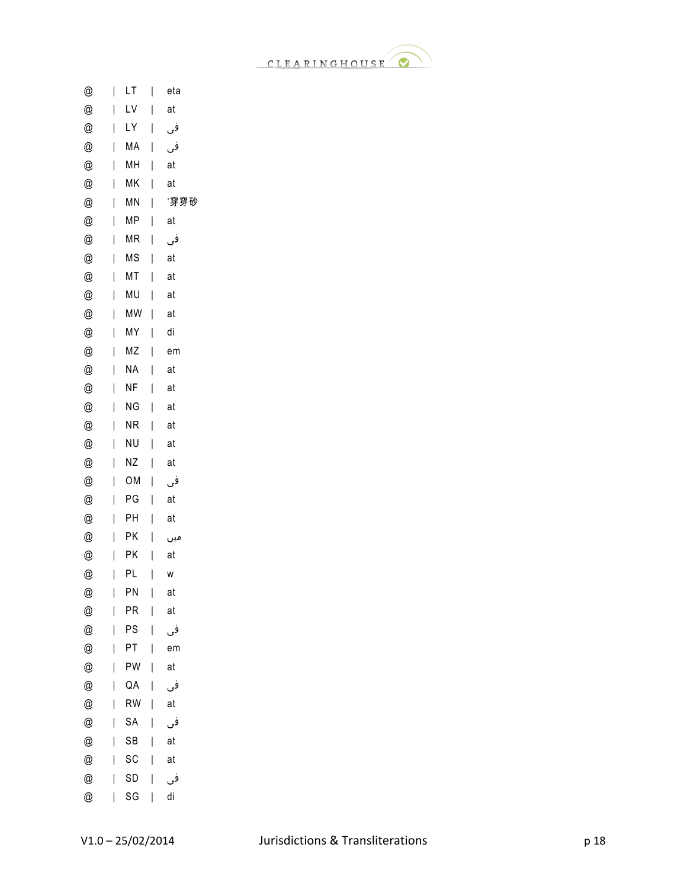@ | LT | eta
@ | LV | at
@ | LY | فی
@ | MA | فی
@ | MH | at
@ | MK | at
@ | MN | '穿穿砂
@ | MP | at
@ | MR | فی
@ | MS | at
@ | MT | at
@ | MU | at
@ | MW | at
@ | MY | di
@ | MZ | em
@ | NA | at
@ | NF | at
@ | NG | at
@ | NR | at
@ | NU | at
@ | NZ | at
@ | OM | فی
@ | PG | at
@ | PH | at
@ | PK | میں
@ | PK | at
@ | PL | w
@ | PN | at
@ | PR | at
@ | PS | فی
@ | PT | em
@ | PW | at
@ | QA | فی
@ | RW | at
@ | SA | فی
@ | SB | at
@ | SC | at
@ | SD | فی
@ | SG | di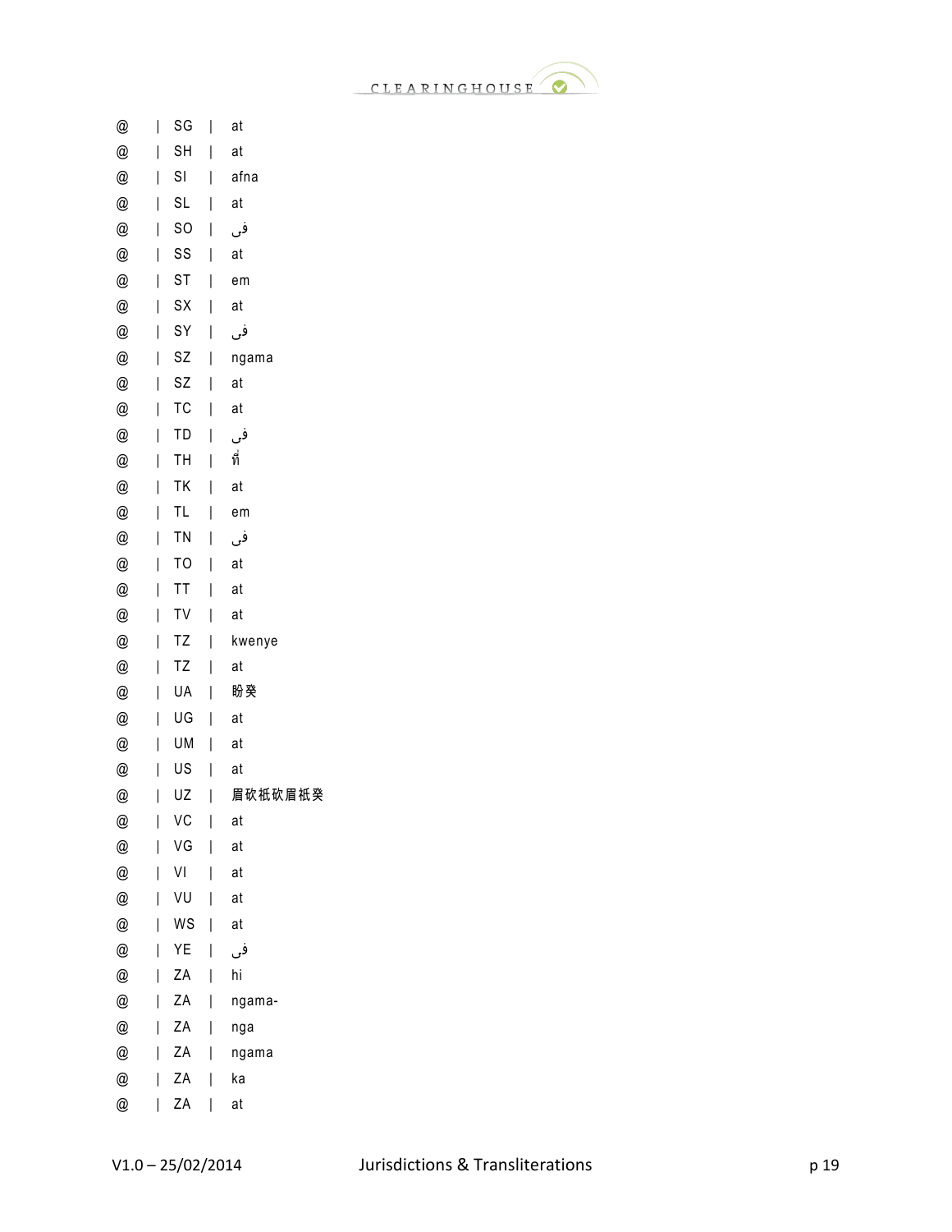@ | SG | at
@ | SH | at
@ | SI | afna
@ | SL | at
@ | SO | فى
@ | SS | at
@ | ST | em
@ | SX | at
@ | SY | فى
@ | SZ | ngama
@ | SZ | at
@ | TC | at
@ | TD | فى
@ | TH | ที่
@ | TK | at
@ | TL | em
@ | TN | فى
@ | TO | at
@ | TT | at
@ | TV | at
@ | TZ | kwenye
@ | TZ | at
@ | UA | 盼癸
@ | UG | at
@ | UM | at
@ | US | at
@ | UZ | 眉砍祇砍眉祇癸
@ | VC | at
@ | VG | at
@ | VI | at
@ | VU | at
@ | WS | at
@ | YE | فى
@ | ZA | hi
@ | ZA | ngama-
@ | ZA | nga
@ | ZA | ngama
@ | ZA | ka
@ | ZA | at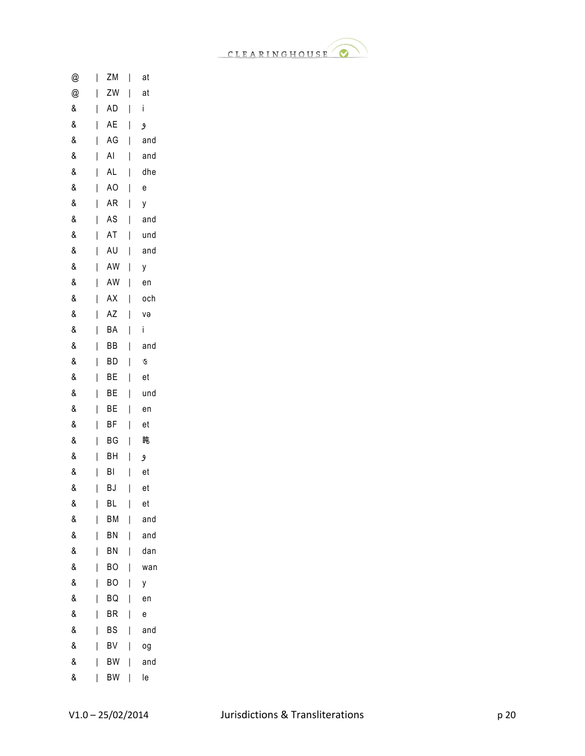@ | ZM | at

@ | ZW | at

& | AD | i

& | AE | و

& | AG | and

& | AI | and

& | AL | dhe

& | AO | e

& | AR | y

& | AS | and

& | AT | und

& | AU | and

& | AW | y

& | AW | en

& | AX | och

& | AZ | və

& | BA | i

& | BB | and

& | BD | ও

& | BE | et

& | BE | und

& | BE | en

& | BF | et

& | BG | 盹

& | BH | و

& | BI | et

& | BJ | et

& | BL | et

& | BM | and

& | BN | and

& | BN | dan

& | BO | wan

& | BO | y

& | BQ | en

& | BR | e

& | BS | and

& | BV | og

& | BW | and

& | BW | le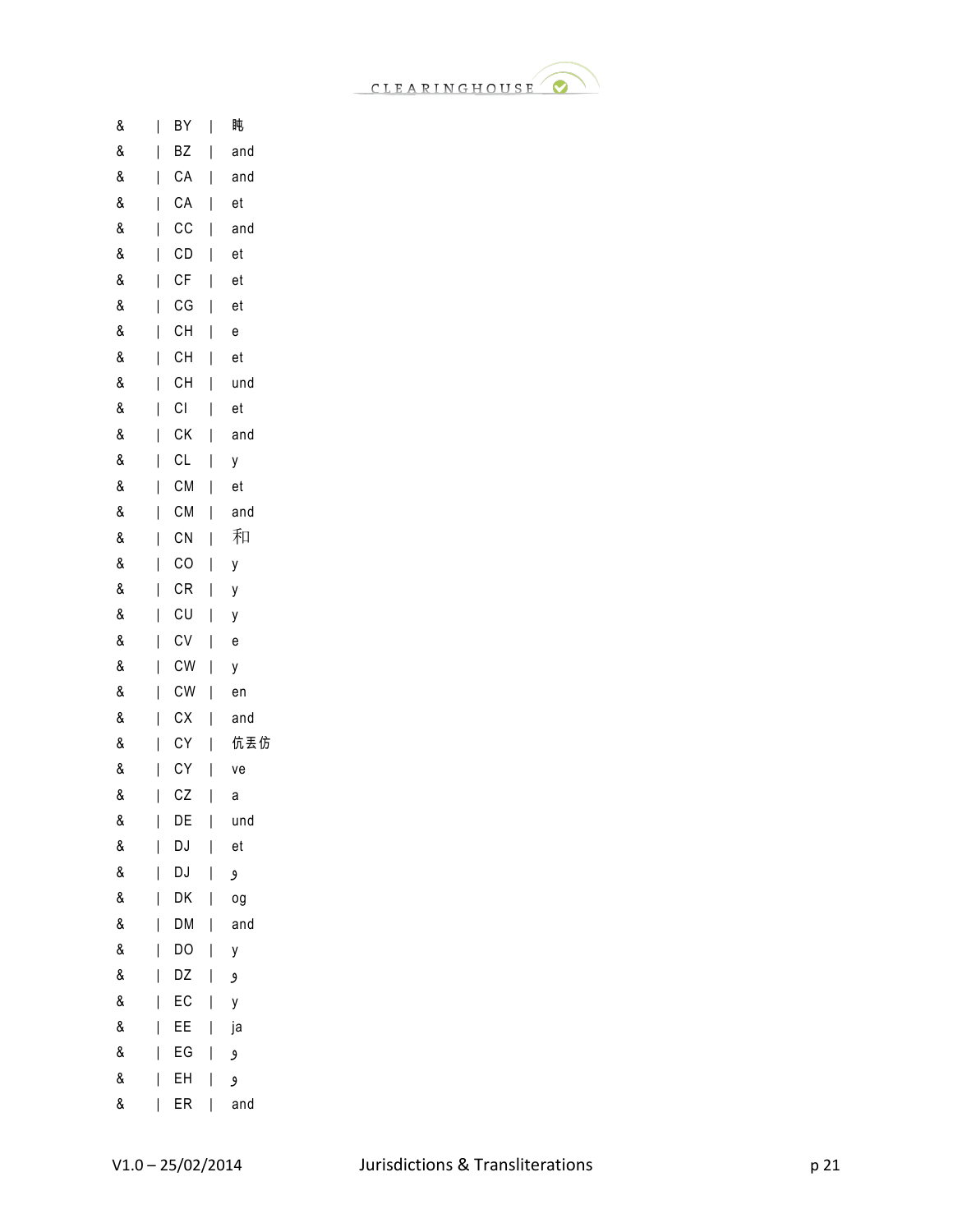& | BY | 眊

& | BZ | and

& | CA | and

& | CA | et

& | CC | and

& | CD | et

& | CF | et

& | CG | et

& | CH | e

& | CH | et

& | CH | und

& | CI | et

& | CK | and

& | CL | y

& | CM | et

& | CM | and

& | CN | 和

& | CO | y

& | CR | y

& | CU | y

& | CV | e

& | CW | y

& | CW | en

& | CX | and

& | CY | 伉丟仿

& | CY | ve

& | CZ | a

& | DE | und

& | DJ | et

& | DJ | و

& | DK | og

& | DM | and

& | DO | y

& | DZ | و

& | EC | y

& | EE | ja

& | EG | و

& | EH | و

& | ER | and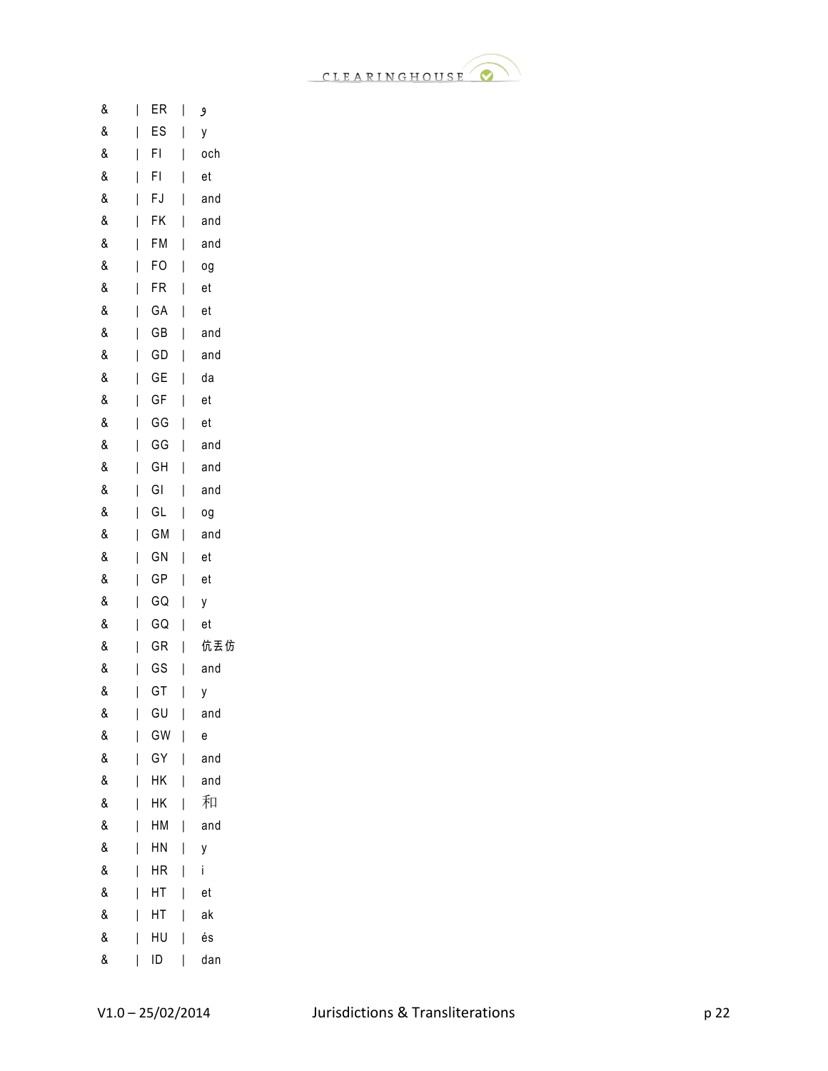& | ER | و
& | ES | y
& | FI | och
& | FI | et
& | FJ | and
& | FK | and
& | FM | and
& | FO | og
& | FR | et
& | GA | et
& | GB | and
& | GD | and
& | GE | da
& | GF | et
& | GG | et
& | GG | and
& | GH | and
& | GI | and
& | GL | og
& | GM | and
& | GN | et
& | GP | et
& | GQ | y
& | GQ | et
& | GR | 伉丟仿
& | GS | and
& | GT | y
& | GU | and
& | GW | e
& | GY | and
& | HK | and
& | HK | 和
& | HM | and
& | HN | y
& | HR | i
& | HT | et
& | HT | ak
& | HU | és
& | ID | dan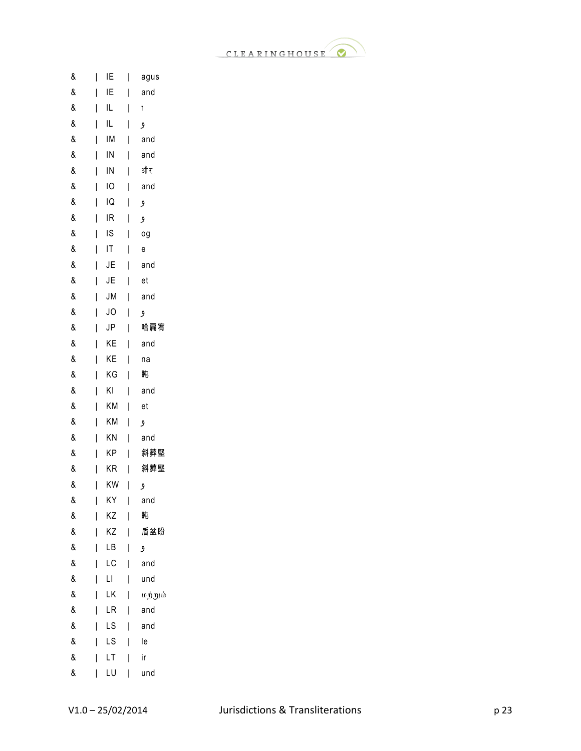&	| IE	| agus
&	| IE	| and
&	| IL	| ו
&	| IL	| و
&	| IM	| and
&	| IN	| and
&	| IN	| और
&	| IO	| and
&	| IQ	| و
&	| IR	| و
&	| IS	| og
&	| IT	| e
&	| JE	| and
&	| JE	| et
&	| JM	| and
&	| JO	| و
&	| JP	| 哈扁宥
&	| KE	| and
&	| KE	| na
&	| KG	| 盹
&	| KI	| and
&	| KM	| et
&	| KM	| و
&	| KN	| and
&	| KP	| 斜莽壂
&	| KR	| 斜莽壂
&	| KW	| و
&	| KY	| and
&	| KZ	| 盹
&	| KZ	| 盾盆盼
&	| LB	| و
&	| LC	| and
&	| LI	| und
&	| LK	| மற்றும்
&	| LR	| and
&	| LS	| and
&	| LS	| le
&	| LT	| ir
&	| LU	| und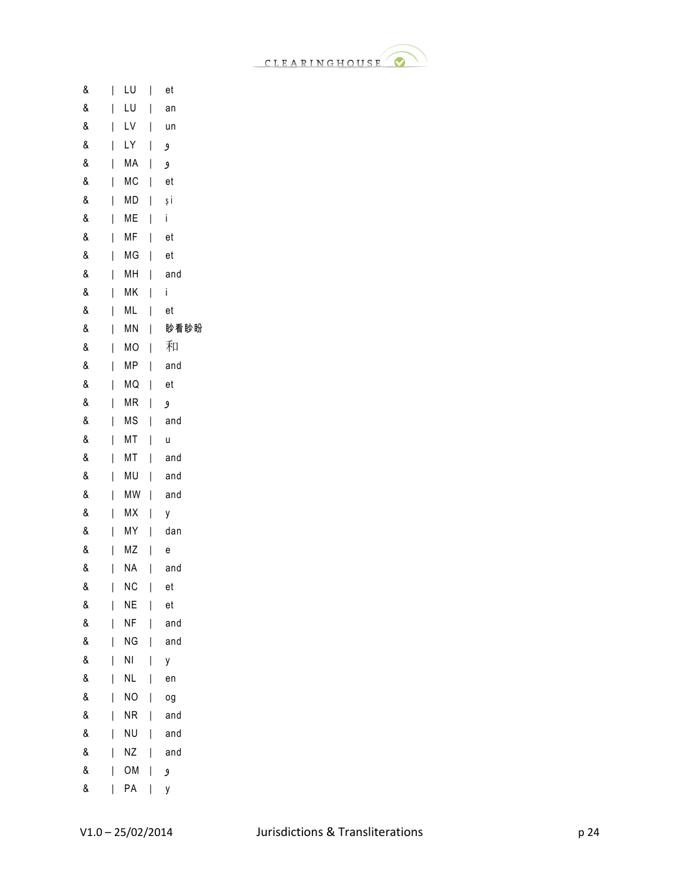& | LU | et

& | LU | an

& | LV | un

& | LY | و

& | MA | و

& | MC | et

& | MD | și

& | ME | i

& | MF | et

& | MG | et

& | MH | and

& | MK | i

& | ML | et

& | MN | 眇看眇盼

& | MO | 和

& | MP | and

& | MQ | et

& | MR | و

& | MS | and

& | MT | u

& | MT | and

& | MU | and

& | MW | and

& | MX | y

& | MY | dan

& | MZ | e

& | NA | and

& | NC | et

& | NE | et

& | NF | and

& | NG | and

& | NI | y

& | NL | en

& | NO | og

& | NR | and

& | NU | and

& | NZ | and

& | OM | و

& | PA | y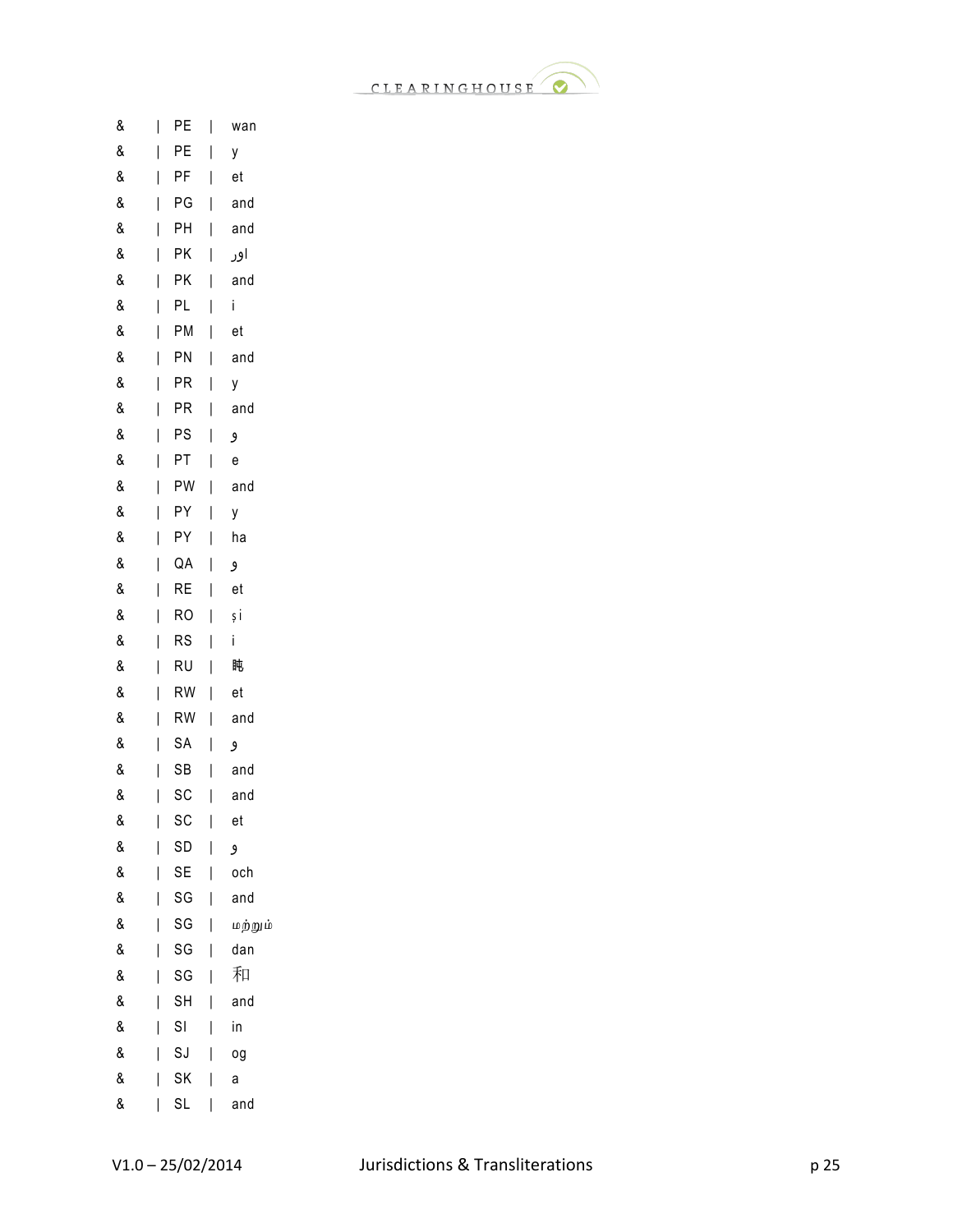& | PE | wan
& | PE | y
& | PF | et
& | PG | and
& | PH | and
& | PK | اور
& | PK | and
& | PL | i
& | PM | et
& | PN | and
& | PR | y
& | PR | and
& | PS | و
& | PT | e
& | PW | and
& | PY | y
& | PY | ha
& | QA | و
& | RE | et
& | RO | și
& | RS | i
& | RU | 吨
& | RW | et
& | RW | and
& | SA | و
& | SB | and
& | SC | and
& | SC | et
& | SD | و
& | SE | och
& | SG | and
& | SG | மற்றும்
& | SG | dan
& | SG | 和
& | SH | and
& | SI | in
& | SJ | og
& | SK | a
& | SL | and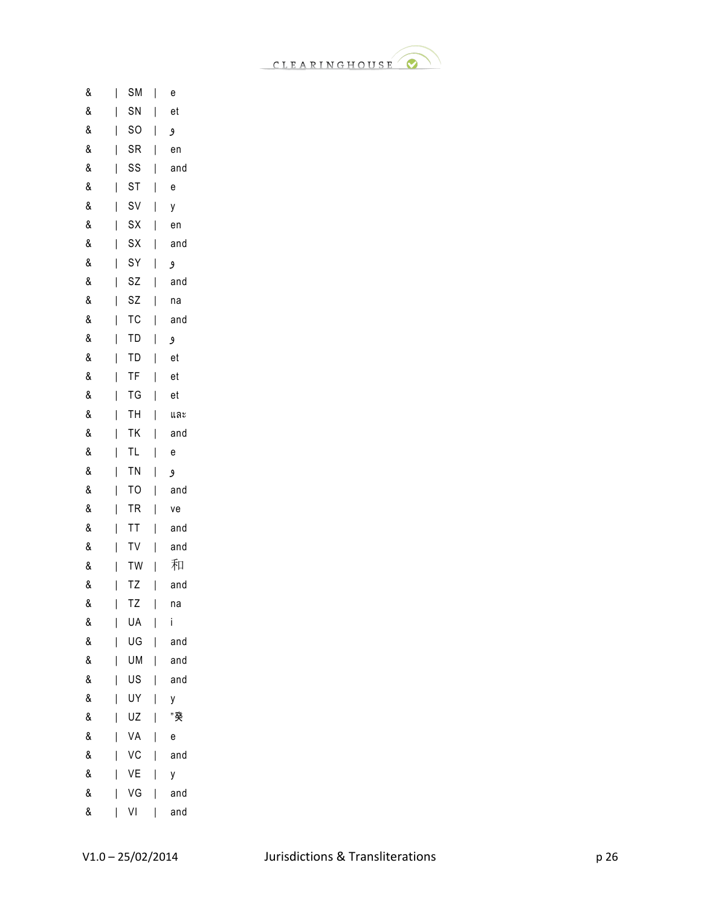& | SM | e
& | SN | et
& | SO | و
& | SR | en
& | SS | and
& | ST | e
& | SV | y
& | SX | en
& | SX | and
& | SY | و
& | SZ | and
& | SZ | na
& | TC | and
& | TD | و
& | TD | et
& | TF | et
& | TG | et
& | TH | และ
& | TK | and
& | TL | e
& | TN | و
& | TO | and
& | TR | ve
& | TT | and
& | TV | and
& | TW | 和
& | TZ | and
& | TZ | na
& | UA | i
& | UG | and
& | UM | and
& | US | and
& | UY | y
& | UZ | "癸
& | VA | e
& | VC | and
& | VE | y
& | VG | and
& | VI | and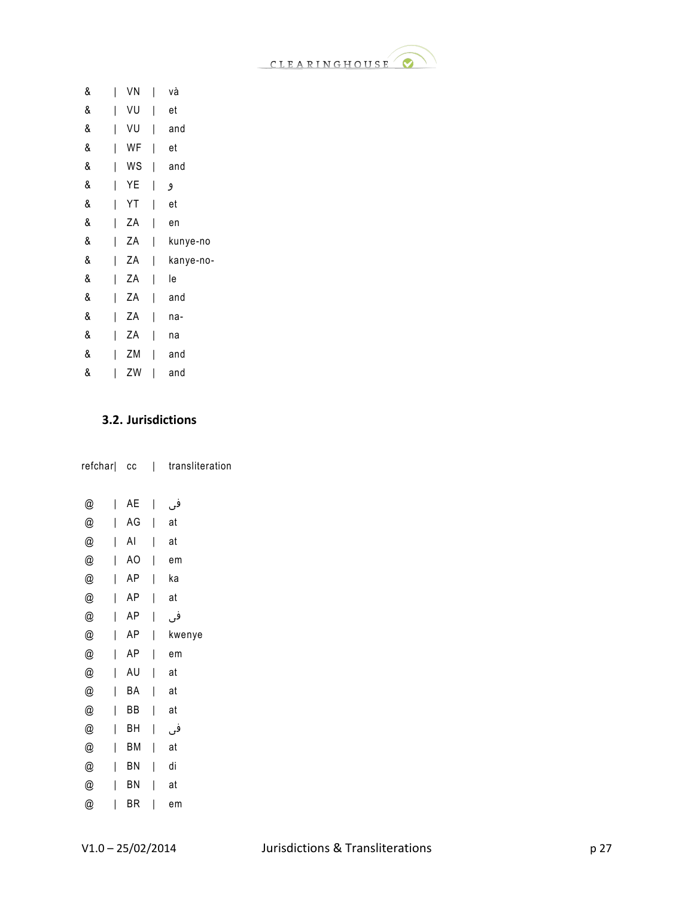```
&       | VN  | và
&       | VU  | et
&       | VU  | and
&       | WF  | et
&       | WS  | and
&       | YE  | و
&       | YT  | et
&       | ZA  | en
&       | ZA  | kunye-no
&       | ZA  | kanye-no-
&       | ZA  | le
&       | ZA  | and
&       | ZA  | na-
&       | ZA  | na
&       | ZM  | and
&       | ZW  | and
```

### 3.2. Jurisdictions

```
refchar|  cc   |  transliteration

@       | AE  | فی
@       | AG  | at
@       | AI  | at
@       | AO  | em
@       | AP  | ka
@       | AP  | at
@       | AP  | فی
@       | AP  | kwenye
@       | AP  | em
@       | AU  | at
@       | BA  | at
@       | BB  | at
@       | BH  | فی
@       | BM  | at
@       | BN  | di
@       | BN  | at
@       | BR  | em
```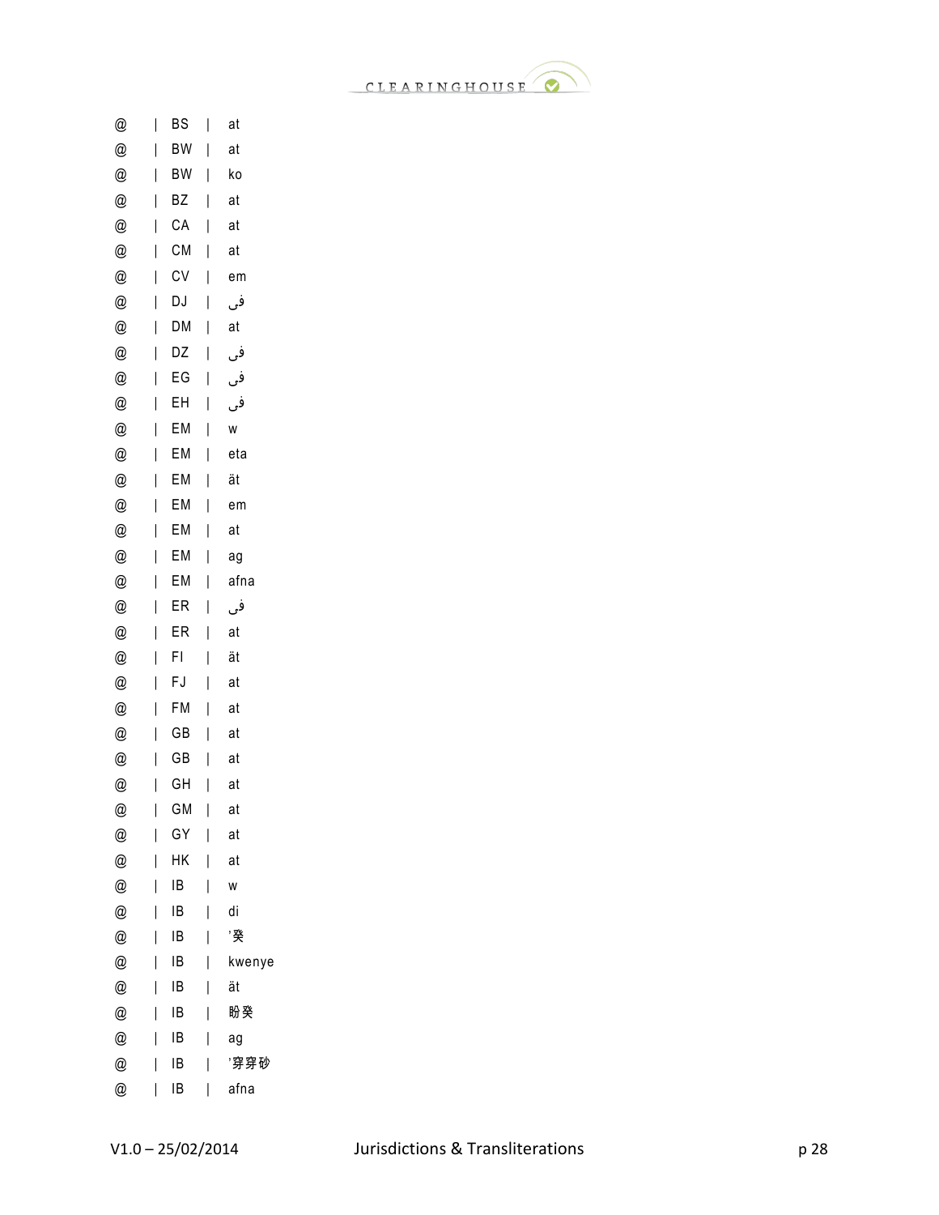@ | BS | at
@ | BW | at
@ | BW | ko
@ | BZ | at
@ | CA | at
@ | CM | at
@ | CV | em
@ | DJ | فى
@ | DM | at
@ | DZ | فى
@ | EG | فى
@ | EH | فى
@ | EM | w
@ | EM | eta
@ | EM | ät
@ | EM | em
@ | EM | at
@ | EM | ag
@ | EM | afna
@ | ER | فى
@ | ER | at
@ | FI | ät
@ | FJ | at
@ | FM | at
@ | GB | at
@ | GB | at
@ | GH | at
@ | GM | at
@ | GY | at
@ | HK | at
@ | IB | w
@ | IB | di
@ | IB | '癸
@ | IB | kwenye
@ | IB | ät
@ | IB | 盼癸
@ | IB | ag
@ | IB | '穿穿砂
@ | IB | afna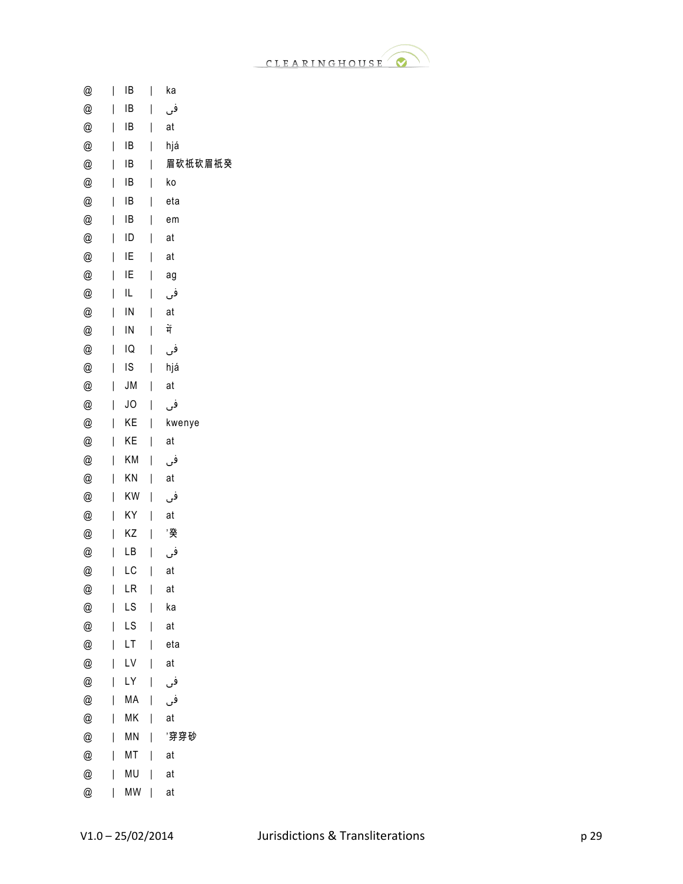@ | IB | ka
@ | IB | فی
@ | IB | at
@ | IB | hjá
@ | IB | 眉砍祇砍眉祇癸
@ | IB | ko
@ | IB | eta
@ | IB | em
@ | ID | at
@ | IE | at
@ | IE | ag
@ | IL | فی
@ | IN | at
@ | IN | में
@ | IQ | فی
@ | IS | hjá
@ | JM | at
@ | JO | فی
@ | KE | kwenye
@ | KE | at
@ | KM | فی
@ | KN | at
@ | KW | فی
@ | KY | at
@ | KZ | '癸
@ | LB | فی
@ | LC | at
@ | LR | at
@ | LS | ka
@ | LS | at
@ | LT | eta
@ | LV | at
@ | LY | فی
@ | MA | فی
@ | MK | at
@ | MN | '穿穿砂
@ | MT | at
@ | MU | at
@ | MW | at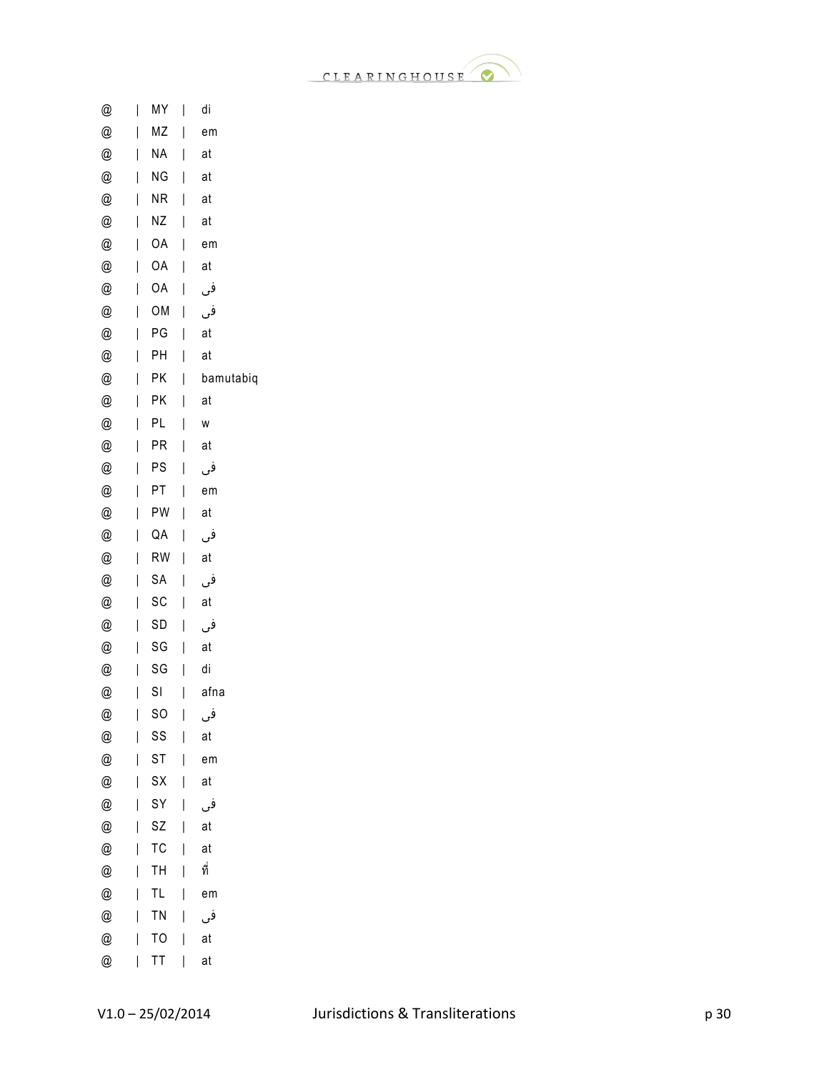@ | MY | di
@ | MZ | em
@ | NA | at
@ | NG | at
@ | NR | at
@ | NZ | at
@ | OA | em
@ | OA | at
@ | OA | فى
@ | OM | فى
@ | PG | at
@ | PH | at
@ | PK | bamutabiq
@ | PK | at
@ | PL | w
@ | PR | at
@ | PS | فى
@ | PT | em
@ | PW | at
@ | QA | فى
@ | RW | at
@ | SA | فى
@ | SC | at
@ | SD | فى
@ | SG | at
@ | SG | di
@ | SI | afna
@ | SO | فى
@ | SS | at
@ | ST | em
@ | SX | at
@ | SY | فى
@ | SZ | at
@ | TC | at
@ | TH | ที่
@ | TL | em
@ | TN | فى
@ | TO | at
@ | TT | at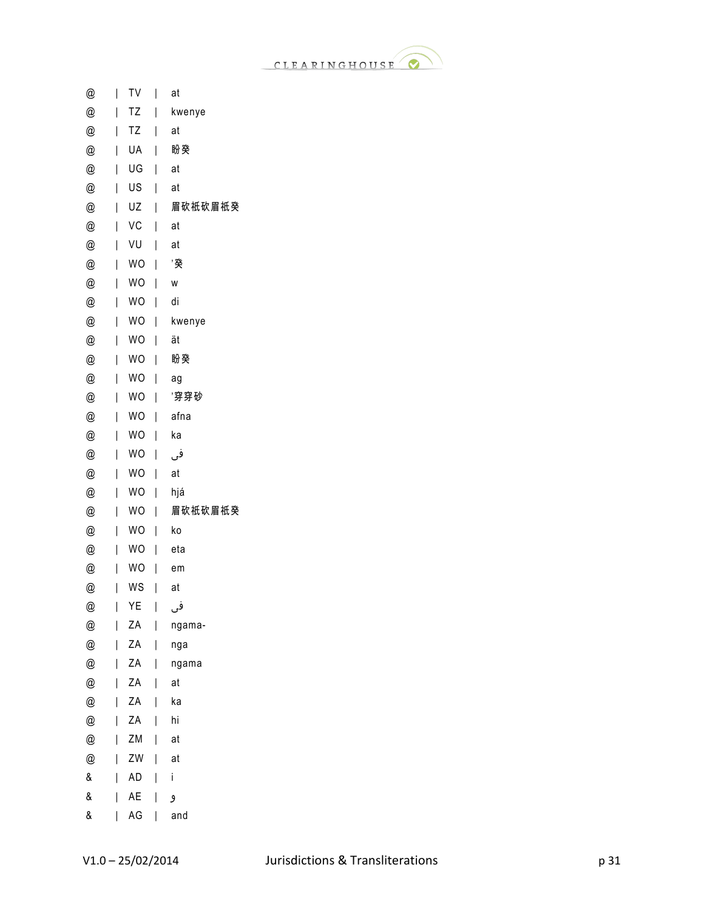@ | TV | at
@ | TZ | kwenye
@ | TZ | at
@ | UA | 盼癸
@ | UG | at
@ | US | at
@ | UZ | 眉砍祇砍眉祇癸
@ | VC | at
@ | VU | at
@ | WO | '癸
@ | WO | w
@ | WO | di
@ | WO | kwenye
@ | WO | ät
@ | WO | 盼癸
@ | WO | ag
@ | WO | '穿穿砂
@ | WO | afna
@ | WO | ka
@ | WO | فى
@ | WO | at
@ | WO | hjá
@ | WO | 眉砍祇砍眉祇癸
@ | WO | ko
@ | WO | eta
@ | WO | em
@ | WS | at
@ | YE | فى
@ | ZA | ngama-
@ | ZA | nga
@ | ZA | ngama
@ | ZA | at
@ | ZA | ka
@ | ZA | hi
@ | ZM | at
@ | ZW | at
& | AD | i
& | AE | و
& | AG | and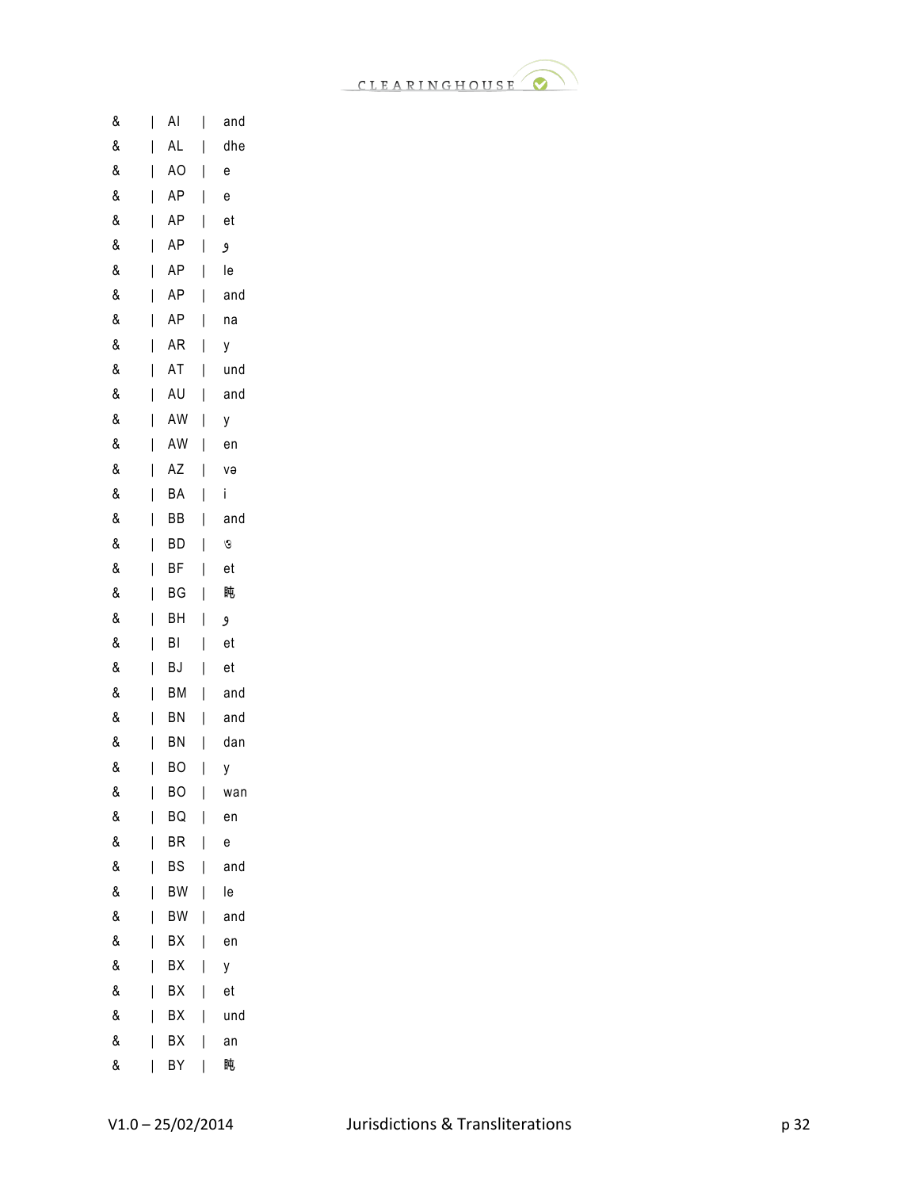& | AI | and

& | AL | dhe

& | AO | e

& | AP | e

& | AP | et

& | AP | و

& | AP | le

& | AP | and

& | AP | na

& | AR | y

& | AT | und

& | AU | and

& | AW | y

& | AW | en

& | AZ | və

& | BA | i

& | BB | and

& | BD | ও

& | BF | et

& | BG | 盹

& | BH | و

& | BI | et

& | BJ | et

& | BM | and

& | BN | and

& | BN | dan

& | BO | y

& | BO | wan

& | BQ | en

& | BR | e

& | BS | and

& | BW | le

& | BW | and

& | BX | en

& | BX | y

& | BX | et

& | BX | und

& | BX | an

& | BY | 盹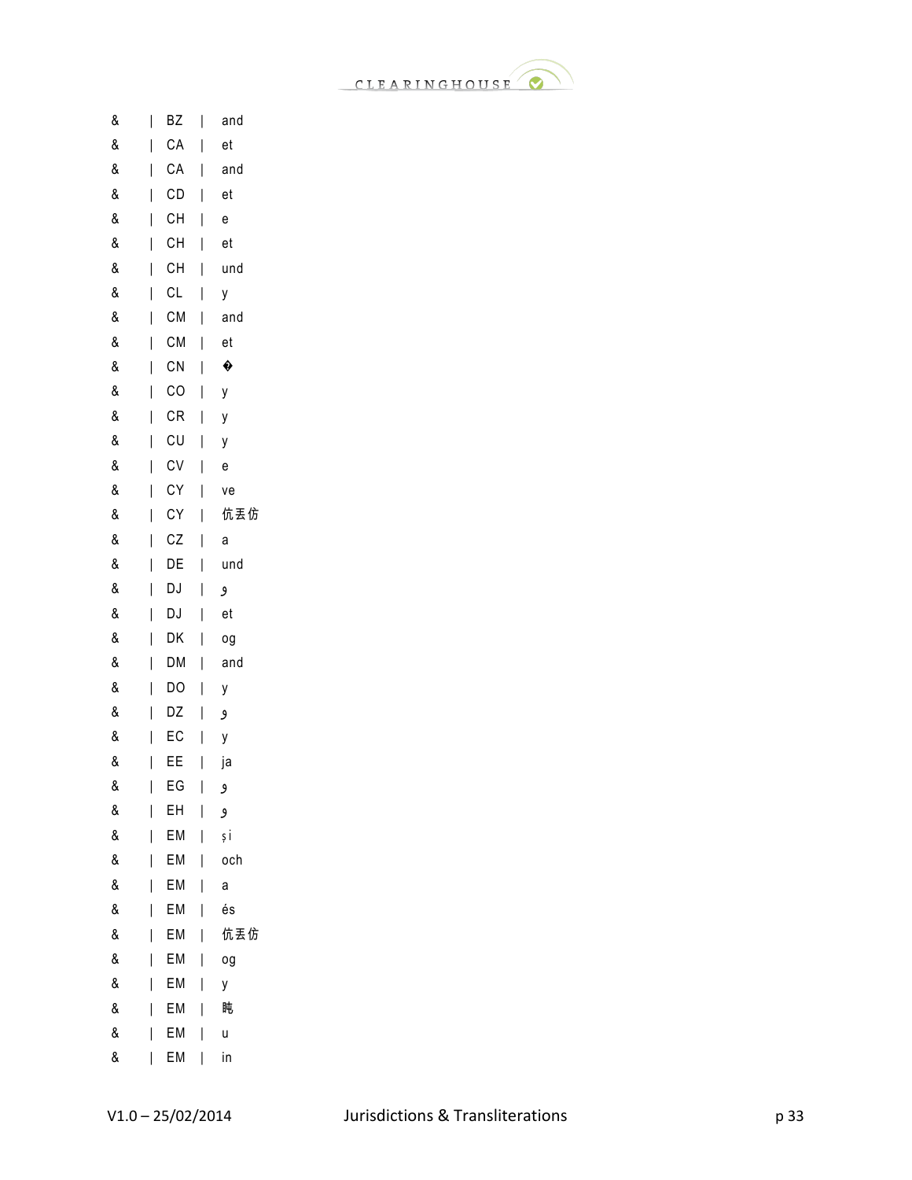& | BZ | and
& | CA | et
& | CA | and
& | CD | et
& | CH | e
& | CH | et
& | CH | und
& | CL | y
& | CM | and
& | CM | et
& | CN | �
& | CO | y
& | CR | y
& | CU | y
& | CV | e
& | CY | ve
& | CY | 伉丟仿
& | CZ | a
& | DE | und
& | DJ | و
& | DJ | et
& | DK | og
& | DM | and
& | DO | y
& | DZ | و
& | EC | y
& | EE | ja
& | EG | و
& | EH | و
& | EM | și
& | EM | och
& | EM | a
& | EM | és
& | EM | 伉丟仿
& | EM | og
& | EM | y
& | EM | 盹
& | EM | u
& | EM | in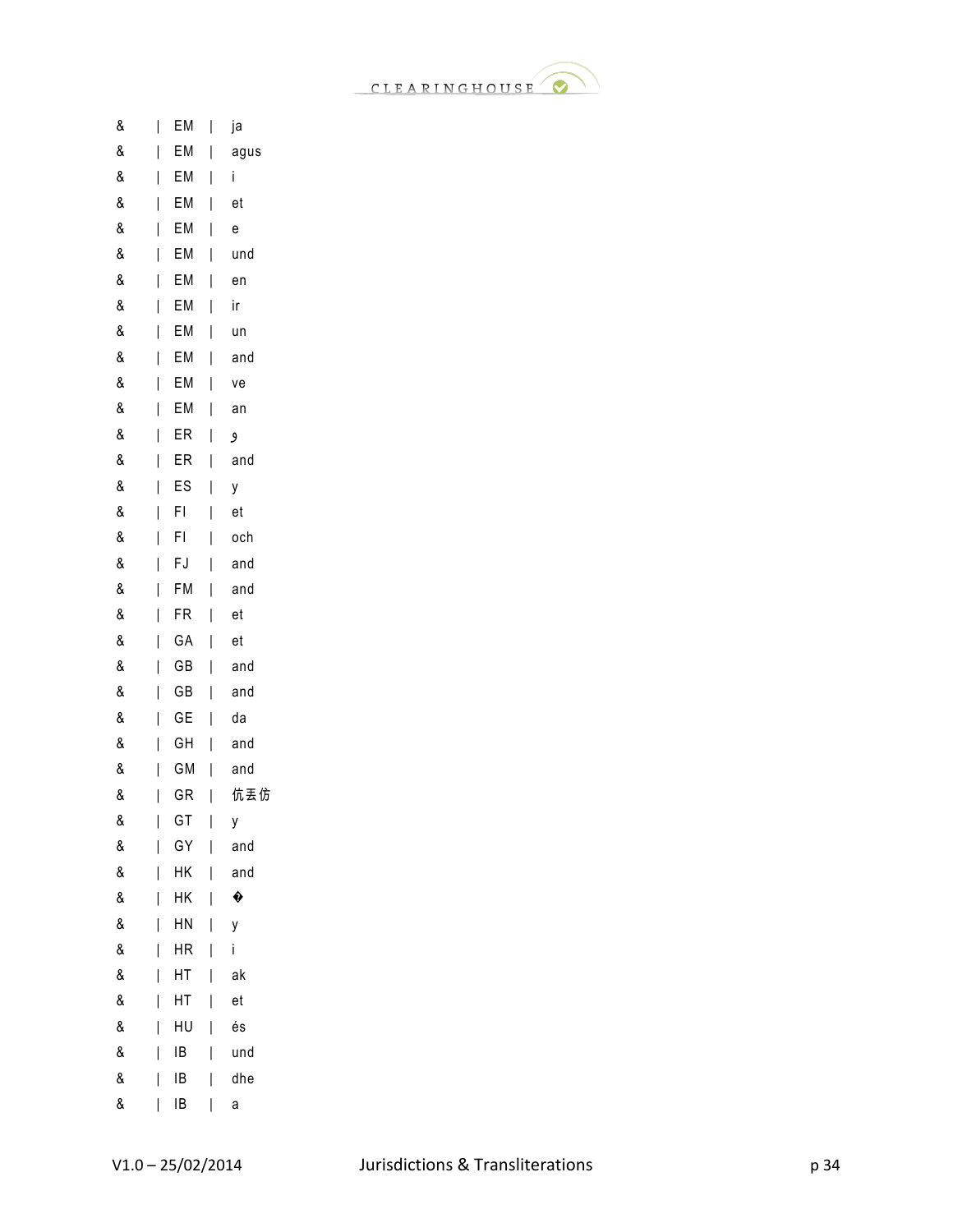& | EM | ja
& | EM | agus
& | EM | i
& | EM | et
& | EM | e
& | EM | und
& | EM | en
& | EM | ir
& | EM | un
& | EM | and
& | EM | ve
& | EM | an
& | ER | و
& | ER | and
& | ES | y
& | FI | et
& | FI | och
& | FJ | and
& | FM | and
& | FR | et
& | GA | et
& | GB | and
& | GB | and
& | GE | da
& | GH | and
& | GM | and
& | GR | 伉丟仿
& | GT | y
& | GY | and
& | HK | and
& | HK | �
& | HN | y
& | HR | i
& | HT | ak
& | HT | et
& | HU | és
& | IB | und
& | IB | dhe
& | IB | a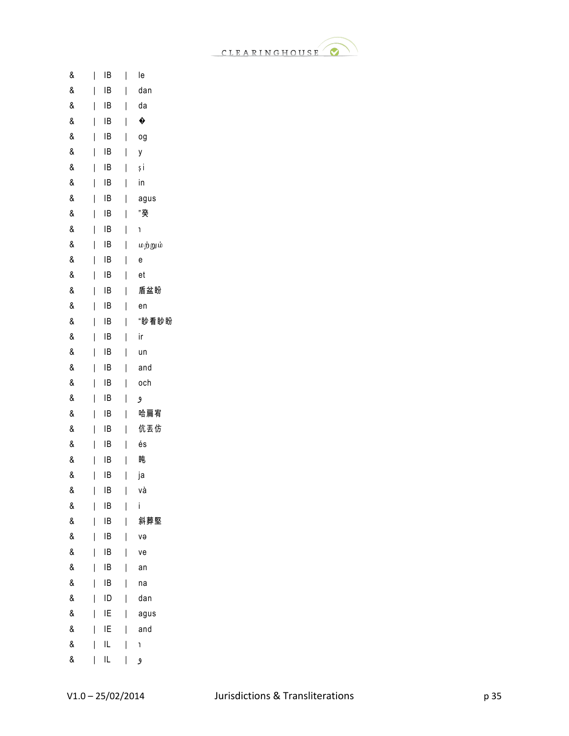& | IB | le
& | IB | dan
& | IB | da
& | IB | �
& | IB | og
& | IB | y
& | IB | și
& | IB | in
& | IB | agus
& | IB | ”癸
& | IB | ו
& | IB | மற்றும்
& | IB | e
& | IB | et
& | IB | 盾盆盼
& | IB | en
& | IB | “盼看盼盼
& | IB | ir
& | IB | un
& | IB | and
& | IB | och
& | IB | و
& | IB | 哈扁宥
& | IB | 伉丟仿
& | IB | és
& | IB | 盹
& | IB | ja
& | IB | và
& | IB | i
& | IB | 斜葬豎
& | IB | və
& | IB | ve
& | IB | an
& | IB | na
& | ID | dan
& | IE | agus
& | IE | and
& | IL | ו
& | IL | و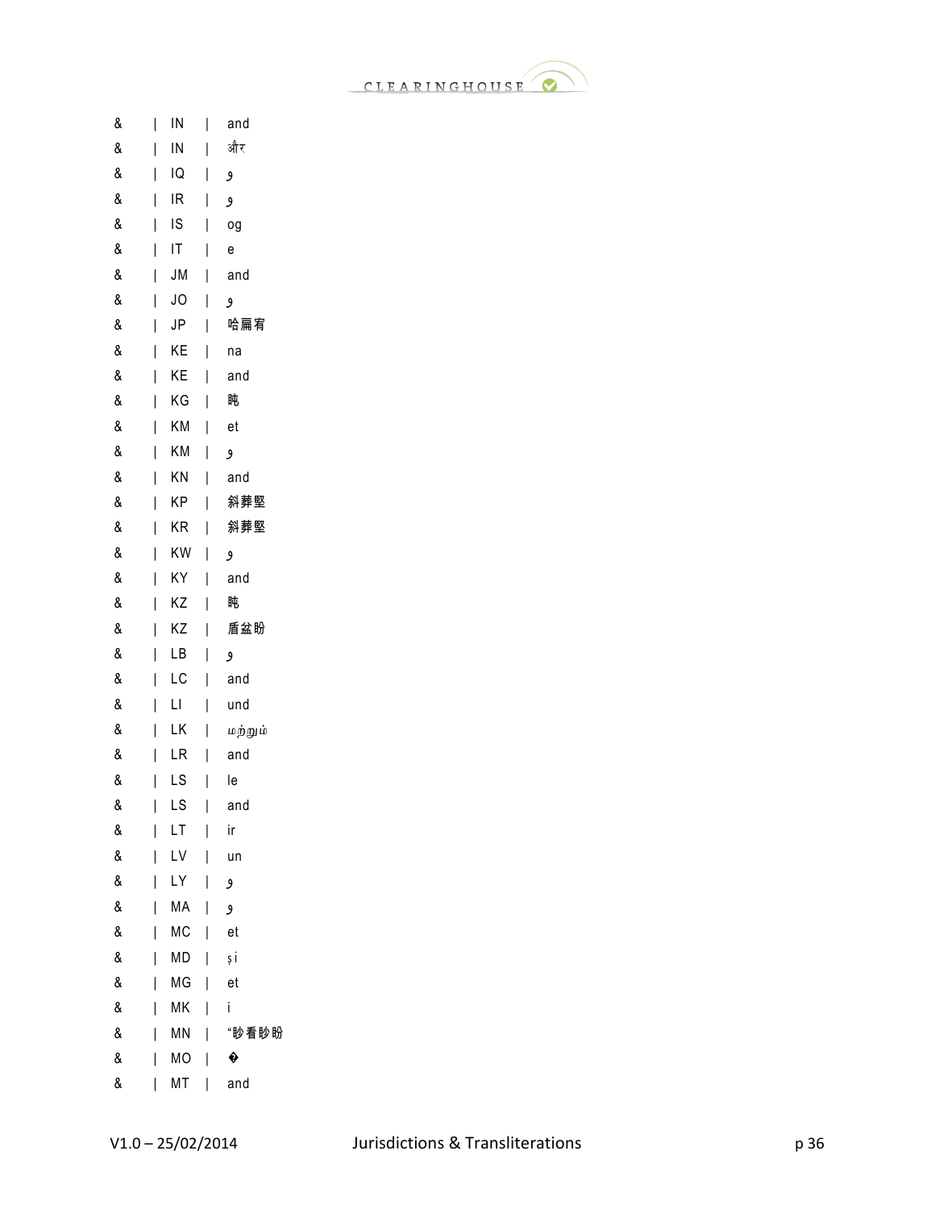&	|	IN	|	and
&	|	IN	|	और
&	|	IQ	|	و
&	|	IR	|	و
&	|	IS	|	og
&	|	IT	|	e
&	|	JM	|	and
&	|	JO	|	و
&	|	JP	|	哈扁宥
&	|	KE	|	na
&	|	KE	|	and
&	|	KG	|	盹
&	|	KM	|	et
&	|	KM	|	و
&	|	KN	|	and
&	|	KP	|	斜葬堅
&	|	KR	|	斜葬堅
&	|	KW	|	و
&	|	KY	|	and
&	|	KZ	|	盹
&	|	KZ	|	盾盆盼
&	|	LB	|	و
&	|	LC	|	and
&	|	LI	|	und
&	|	LK	|	மற்றும்
&	|	LR	|	and
&	|	LS	|	le
&	|	LS	|	and
&	|	LT	|	ir
&	|	LV	|	un
&	|	LY	|	و
&	|	MA	|	و
&	|	MC	|	et
&	|	MD	|	și
&	|	MG	|	et
&	|	MK	|	i
&	|	MN	|	"盼看盼盼
&	|	MO	|	�
&	|	MT	|	and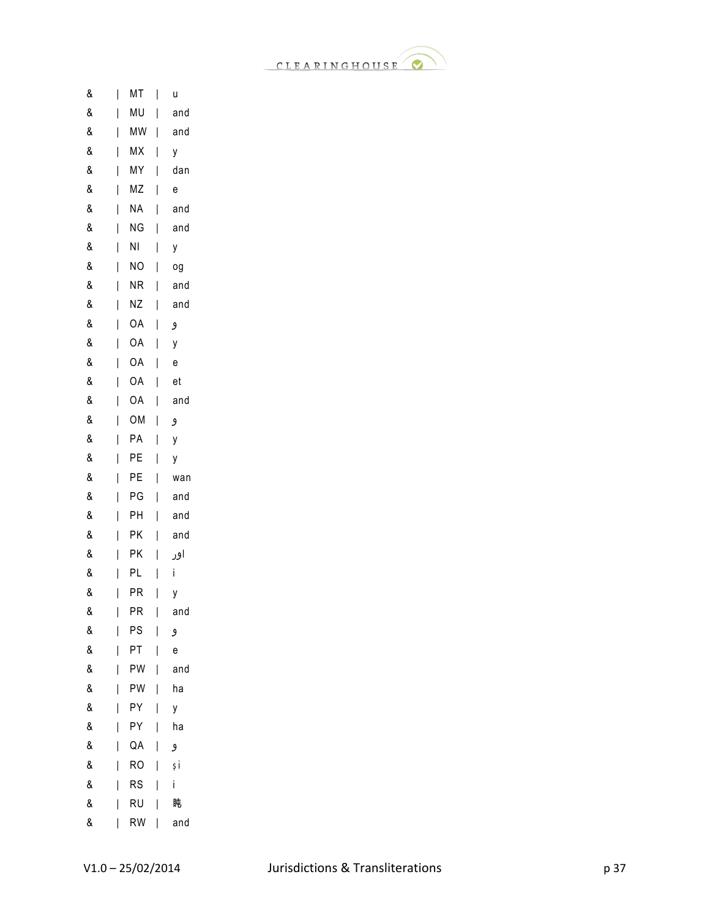& | MT | u
& | MU | and
& | MW | and
& | MX | y
& | MY | dan
& | MZ | e
& | NA | and
& | NG | and
& | NI | y
& | NO | og
& | NR | and
& | NZ | and
& | OA | و
& | OA | y
& | OA | e
& | OA | et
& | OA | and
& | OM | و
& | PA | y
& | PE | y
& | PE | wan
& | PG | and
& | PH | and
& | PK | and
& | PK | اور
& | PL | i
& | PR | y
& | PR | and
& | PS | و
& | PT | e
& | PW | and
& | PW | ha
& | PY | y
& | PY | ha
& | QA | و
& | RO | și
& | RS | i
& | RU | 盹
& | RW | and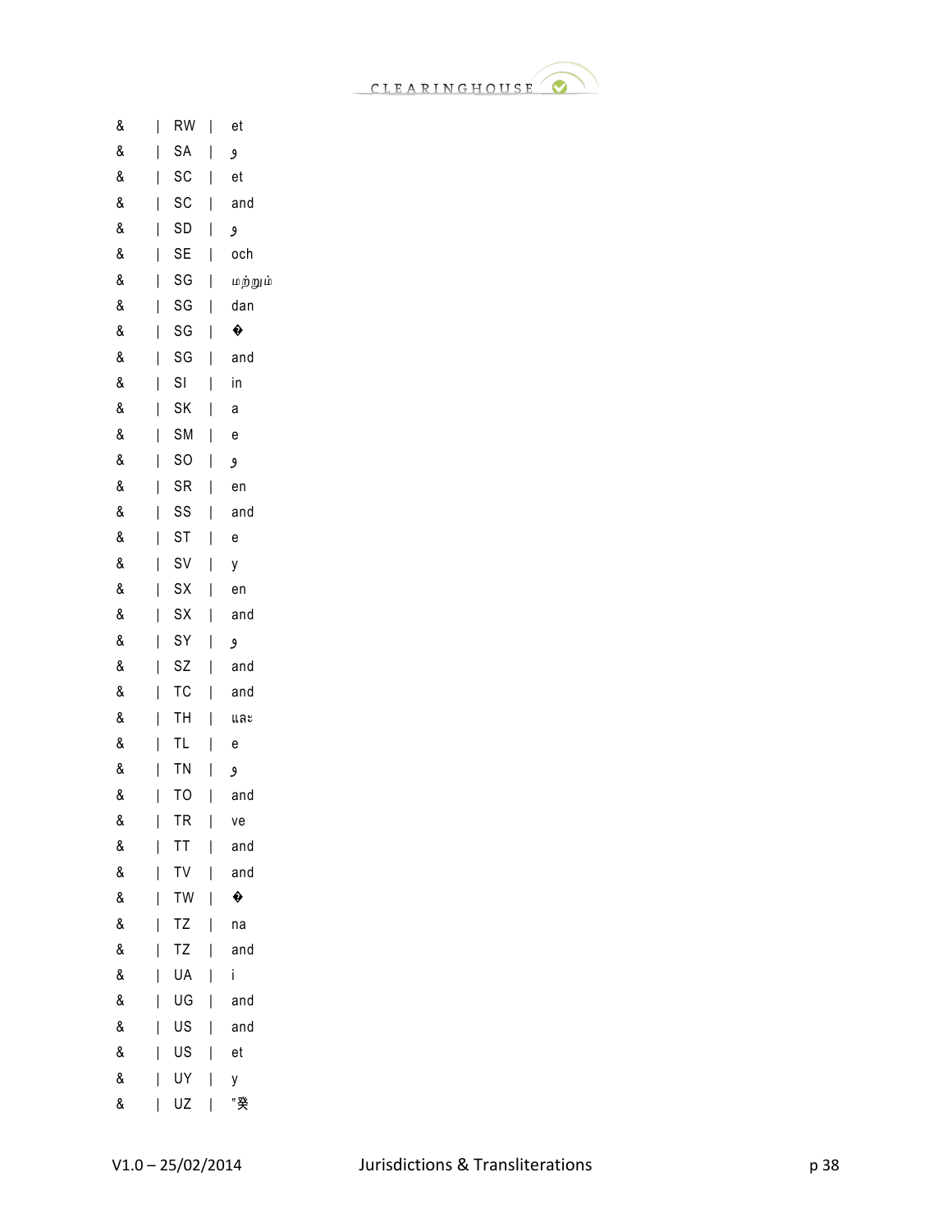& | RW | et
& | SA | و
& | SC | et
& | SC | and
& | SD | و
& | SE | och
& | SG | மற்றும்
& | SG | dan
& | SG | �
& | SG | and
& | SI | in
& | SK | a
& | SM | e
& | SO | و
& | SR | en
& | SS | and
& | ST | e
& | SV | y
& | SX | en
& | SX | and
& | SY | و
& | SZ | and
& | TC | and
& | TH | และ
& | TL | e
& | TN | و
& | TO | and
& | TR | ve
& | TT | and
& | TV | and
& | TW | �
& | TZ | na
& | TZ | and
& | UA | i
& | UG | and
& | US | and
& | US | et
& | UY | y
& | UZ | "癸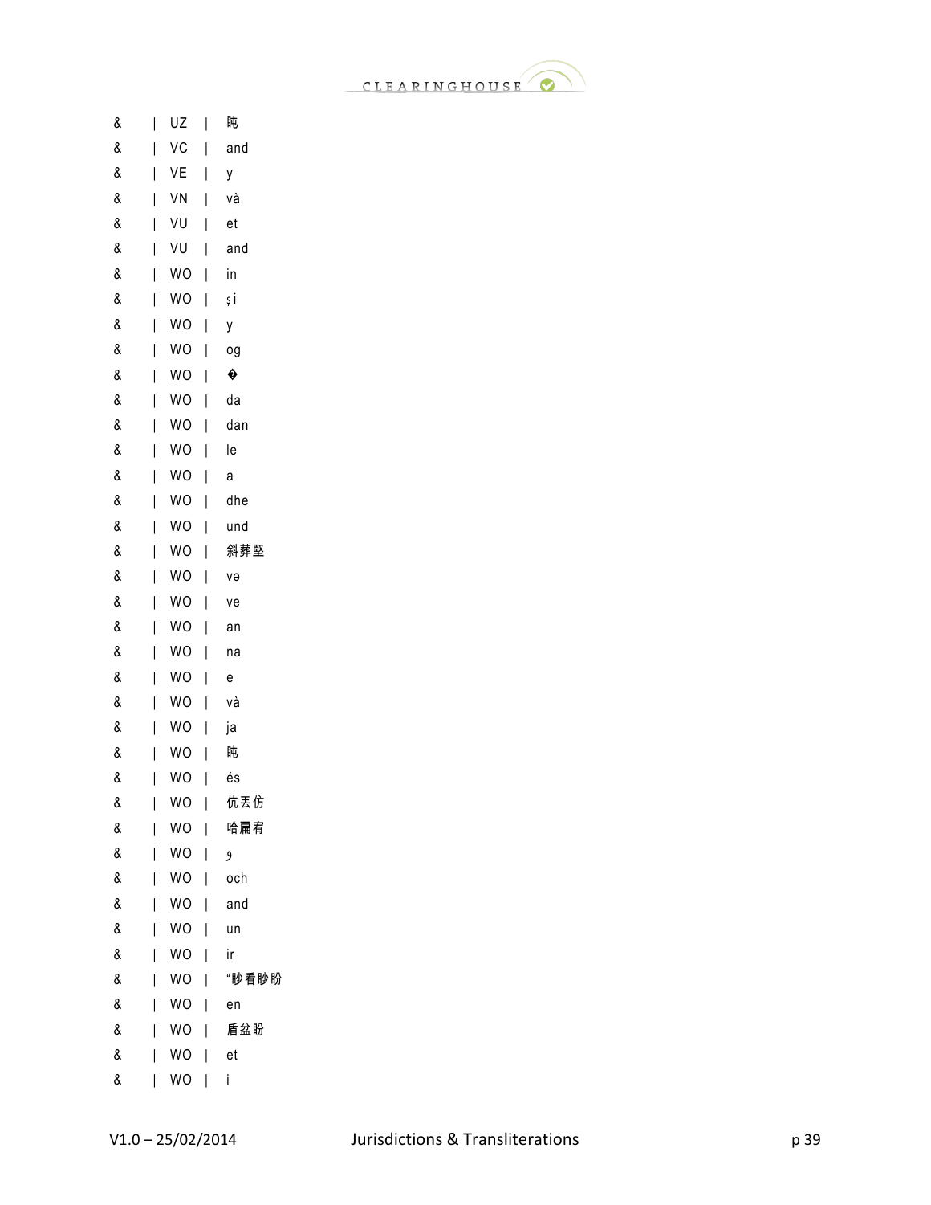&	|	UZ	|	ë
&	|	VC	|	and
&	|	VE	|	y
&	|	VN	|	và
&	|	VU	|	et
&	|	VU	|	and
&	|	WO	|	in
&	|	WO	|	și
&	|	WO	|	y
&	|	WO	|	og
&	|	WO	|	�
&	|	WO	|	da
&	|	WO	|	dan
&	|	WO	|	le
&	|	WO	|	a
&	|	WO	|	dhe
&	|	WO	|	und
&	|	WO	|	斜葬堅
&	|	WO	|	və
&	|	WO	|	ve
&	|	WO	|	an
&	|	WO	|	na
&	|	WO	|	e
&	|	WO	|	và
&	|	WO	|	ja
&	|	WO	|	ë
&	|	WO	|	és
&	|	WO	|	伉丟仿
&	|	WO	|	哈扁宥
&	|	WO	|	و
&	|	WO	|	och
&	|	WO	|	and
&	|	WO	|	un
&	|	WO	|	ir
&	|	WO	|	“盼看盼盼
&	|	WO	|	en
&	|	WO	|	盾盆盼
&	|	WO	|	et
&	|	WO	|	i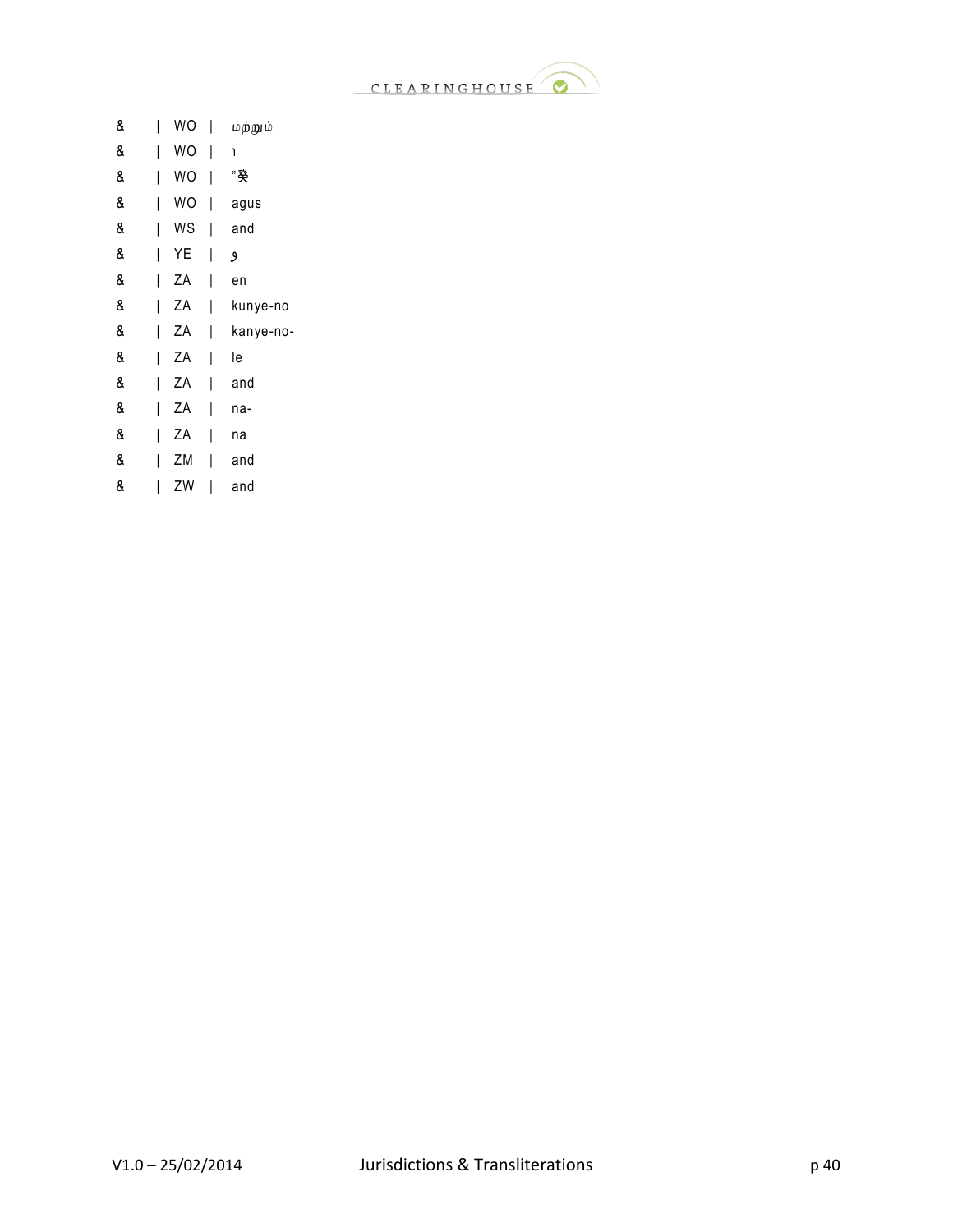| | | |
|---|---|---|
| & | WO | மற்றும் |
| & | WO | ၊ |
| & | WO | "癸 |
| & | WO | agus |
| & | WS | and |
| & | YE | و |
| & | ZA | en |
| & | ZA | kunye-no |
| & | ZA | kanye-no- |
| & | ZA | le |
| & | ZA | and |
| & | ZA | na- |
| & | ZA | na |
| & | ZM | and |
| & | ZW | and |